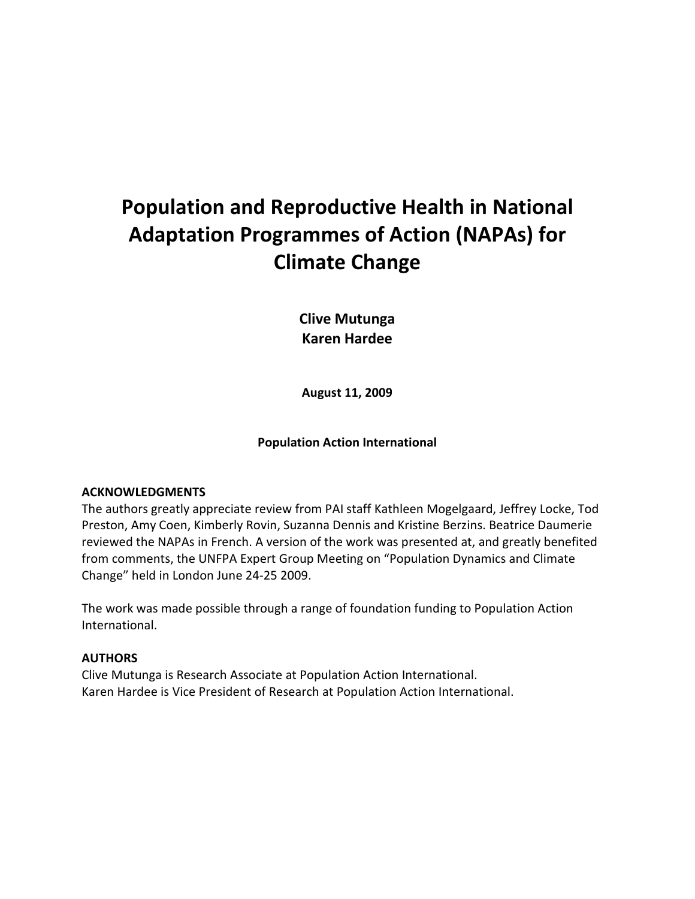# Population and Reproductive Health in National Adaptation Programmes of Action (NAPAs) for Climate Change

**Clive Mutunga**
**Karen Hardee**

**August 11, 2009**

**Population Action International**

**ACKNOWLEDGMENTS**

The authors greatly appreciate review from PAI staff Kathleen Mogelgaard, Jeffrey Locke, Tod Preston, Amy Coen, Kimberly Rovin, Suzanna Dennis and Kristine Berzins. Beatrice Daumerie reviewed the NAPAs in French. A version of the work was presented at, and greatly benefited from comments, the UNFPA Expert Group Meeting on "Population Dynamics and Climate Change" held in London June 24-25 2009.

The work was made possible through a range of foundation funding to Population Action International.

**AUTHORS**

Clive Mutunga is Research Associate at Population Action International.
Karen Hardee is Vice President of Research at Population Action International.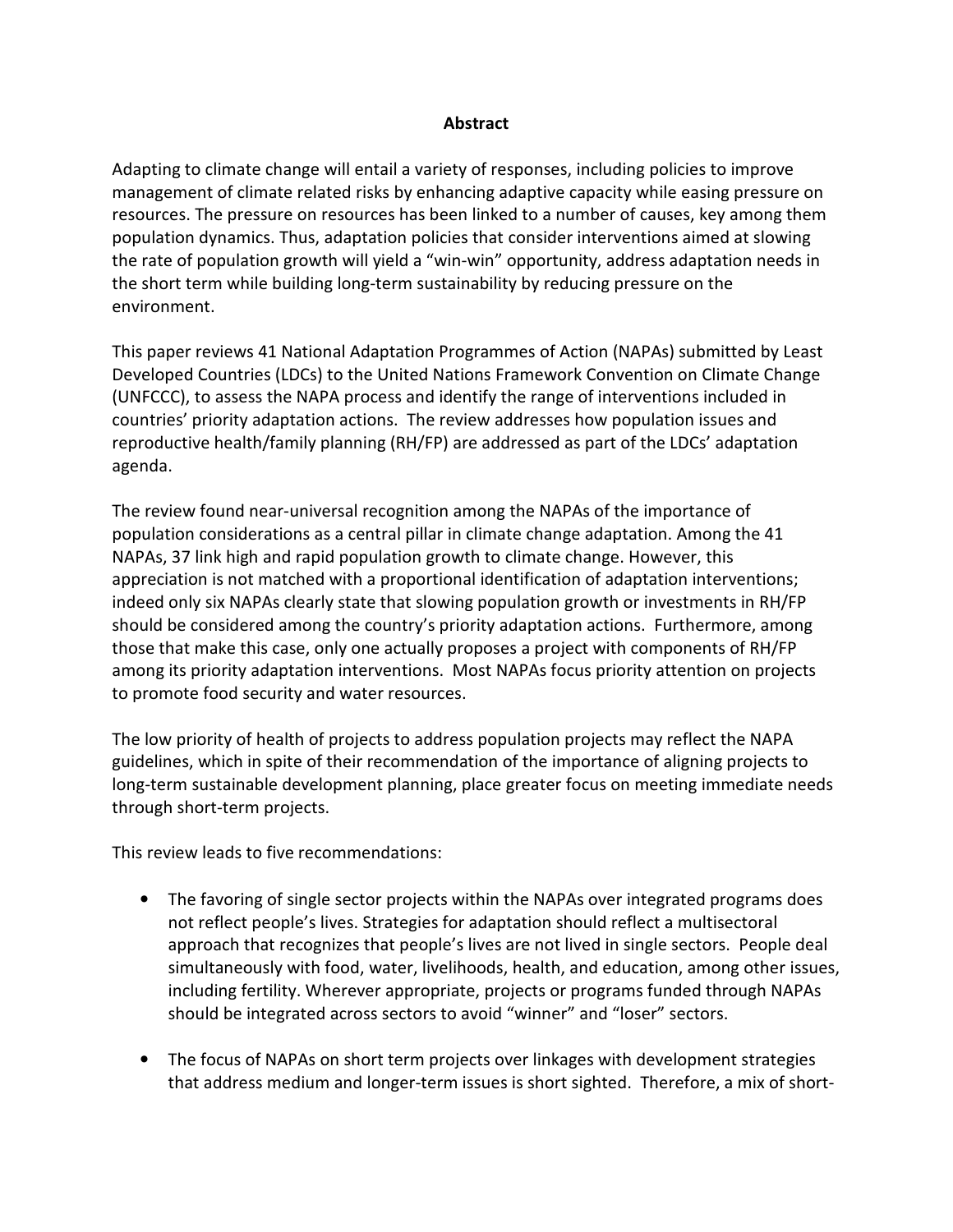# Abstract

Adapting to climate change will entail a variety of responses, including policies to improve management of climate related risks by enhancing adaptive capacity while easing pressure on resources. The pressure on resources has been linked to a number of causes, key among them population dynamics. Thus, adaptation policies that consider interventions aimed at slowing the rate of population growth will yield a "win-win" opportunity, address adaptation needs in the short term while building long-term sustainability by reducing pressure on the environment.

This paper reviews 41 National Adaptation Programmes of Action (NAPAs) submitted by Least Developed Countries (LDCs) to the United Nations Framework Convention on Climate Change (UNFCCC), to assess the NAPA process and identify the range of interventions included in countries' priority adaptation actions. The review addresses how population issues and reproductive health/family planning (RH/FP) are addressed as part of the LDCs' adaptation agenda.

The review found near-universal recognition among the NAPAs of the importance of population considerations as a central pillar in climate change adaptation. Among the 41 NAPAs, 37 link high and rapid population growth to climate change. However, this appreciation is not matched with a proportional identification of adaptation interventions; indeed only six NAPAs clearly state that slowing population growth or investments in RH/FP should be considered among the country's priority adaptation actions. Furthermore, among those that make this case, only one actually proposes a project with components of RH/FP among its priority adaptation interventions. Most NAPAs focus priority attention on projects to promote food security and water resources.

The low priority of health of projects to address population projects may reflect the NAPA guidelines, which in spite of their recommendation of the importance of aligning projects to long-term sustainable development planning, place greater focus on meeting immediate needs through short-term projects.

This review leads to five recommendations:

- The favoring of single sector projects within the NAPAs over integrated programs does not reflect people's lives. Strategies for adaptation should reflect a multisectoral approach that recognizes that people's lives are not lived in single sectors. People deal simultaneously with food, water, livelihoods, health, and education, among other issues, including fertility. Wherever appropriate, projects or programs funded through NAPAs should be integrated across sectors to avoid "winner" and "loser" sectors.
- The focus of NAPAs on short term projects over linkages with development strategies that address medium and longer-term issues is short sighted. Therefore, a mix of short-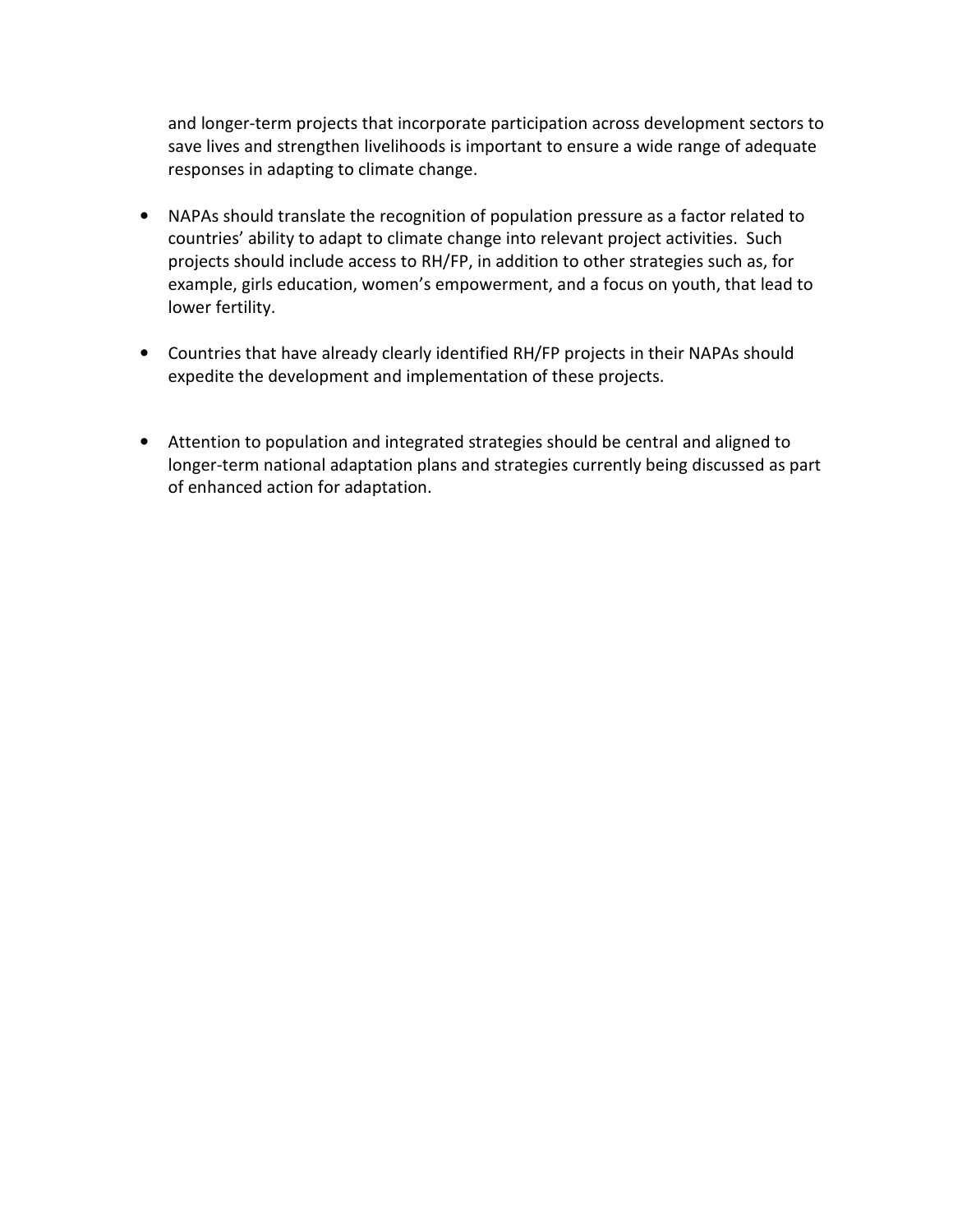and longer-term projects that incorporate participation across development sectors to save lives and strengthen livelihoods is important to ensure a wide range of adequate responses in adapting to climate change.

- NAPAs should translate the recognition of population pressure as a factor related to countries' ability to adapt to climate change into relevant project activities. Such projects should include access to RH/FP, in addition to other strategies such as, for example, girls education, women's empowerment, and a focus on youth, that lead to lower fertility.

- Countries that have already clearly identified RH/FP projects in their NAPAs should expedite the development and implementation of these projects.

- Attention to population and integrated strategies should be central and aligned to longer-term national adaptation plans and strategies currently being discussed as part of enhanced action for adaptation.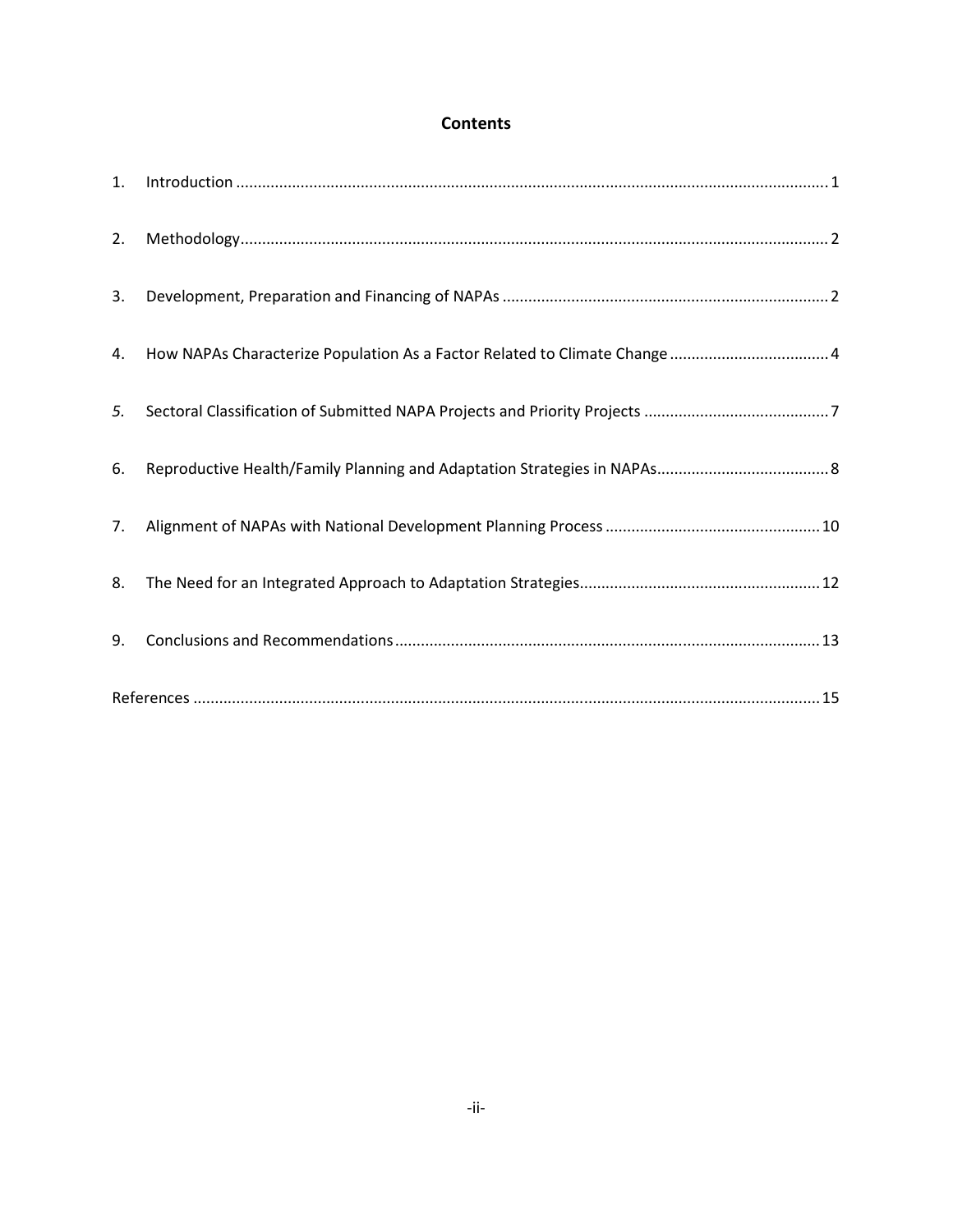## Contents

1. Introduction ........................................................................................................................................ 1
2. Methodology........................................................................................................................................ 2
3. Development, Preparation and Financing of NAPAs ........................................................................... 2
4. How NAPAs Characterize Population As a Factor Related to Climate Change ..................................... 4
5. Sectoral Classification of Submitted NAPA Projects and Priority Projects ........................................... 7
6. Reproductive Health/Family Planning and Adaptation Strategies in NAPAs........................................ 8
7. Alignment of NAPAs with National Development Planning Process .................................................. 10
8. The Need for an Integrated Approach to Adaptation Strategies........................................................ 12
9. Conclusions and Recommendations.................................................................................................. 13

References ................................................................................................................................................ 15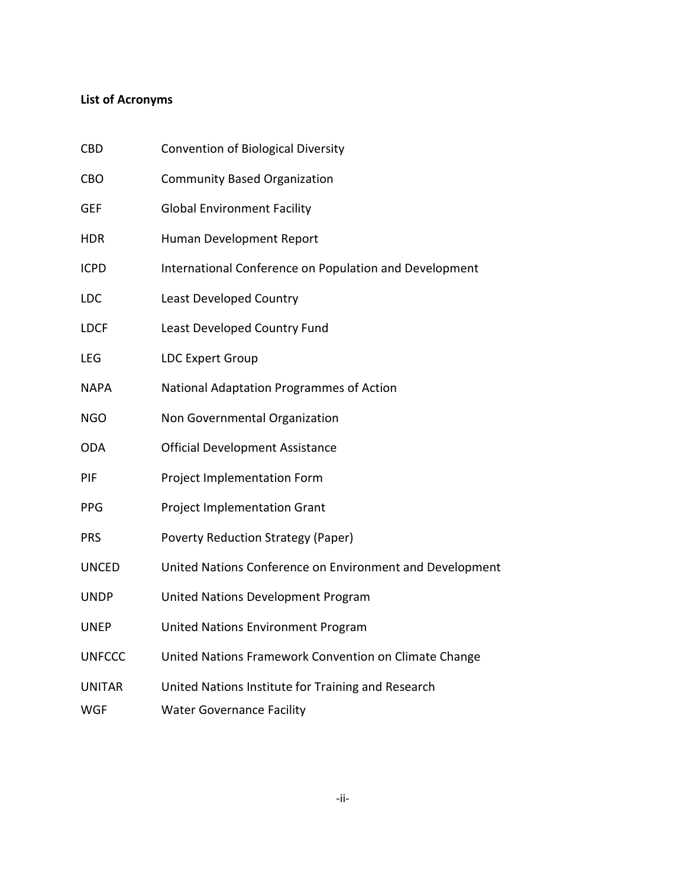**List of Acronyms**

| | |
|---|---|
| CBD | Convention of Biological Diversity |
| CBO | Community Based Organization |
| GEF | Global Environment Facility |
| HDR | Human Development Report |
| ICPD | International Conference on Population and Development |
| LDC | Least Developed Country |
| LDCF | Least Developed Country Fund |
| LEG | LDC Expert Group |
| NAPA | National Adaptation Programmes of Action |
| NGO | Non Governmental Organization |
| ODA | Official Development Assistance |
| PIF | Project Implementation Form |
| PPG | Project Implementation Grant |
| PRS | Poverty Reduction Strategy (Paper) |
| UNCED | United Nations Conference on Environment and Development |
| UNDP | United Nations Development Program |
| UNEP | United Nations Environment Program |
| UNFCCC | United Nations Framework Convention on Climate Change |
| UNITAR | United Nations Institute for Training and Research |
| WGF | Water Governance Facility |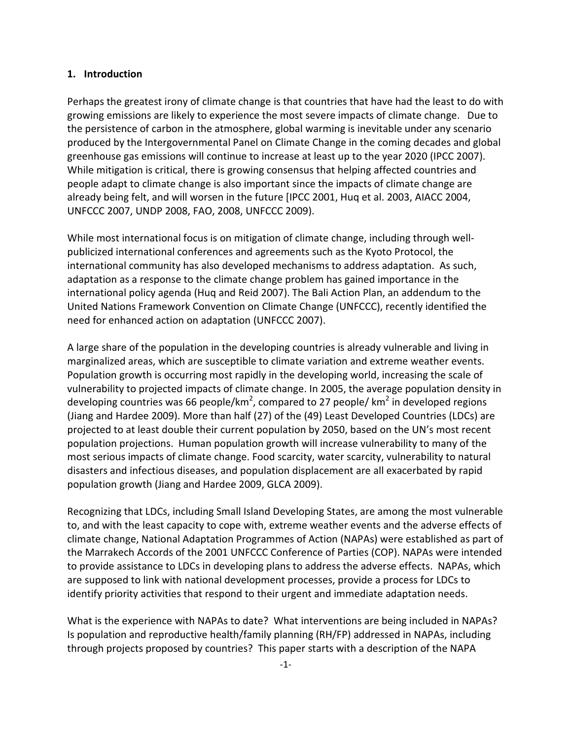## 1. Introduction

Perhaps the greatest irony of climate change is that countries that have had the least to do with growing emissions are likely to experience the most severe impacts of climate change. Due to the persistence of carbon in the atmosphere, global warming is inevitable under any scenario produced by the Intergovernmental Panel on Climate Change in the coming decades and global greenhouse gas emissions will continue to increase at least up to the year 2020 (IPCC 2007). While mitigation is critical, there is growing consensus that helping affected countries and people adapt to climate change is also important since the impacts of climate change are already being felt, and will worsen in the future [IPCC 2001, Huq et al. 2003, AIACC 2004, UNFCCC 2007, UNDP 2008, FAO, 2008, UNFCCC 2009).

While most international focus is on mitigation of climate change, including through well-publicized international conferences and agreements such as the Kyoto Protocol, the international community has also developed mechanisms to address adaptation. As such, adaptation as a response to the climate change problem has gained importance in the international policy agenda (Huq and Reid 2007). The Bali Action Plan, an addendum to the United Nations Framework Convention on Climate Change (UNFCCC), recently identified the need for enhanced action on adaptation (UNFCCC 2007).

A large share of the population in the developing countries is already vulnerable and living in marginalized areas, which are susceptible to climate variation and extreme weather events. Population growth is occurring most rapidly in the developing world, increasing the scale of vulnerability to projected impacts of climate change. In 2005, the average population density in developing countries was 66 people/km$^2$, compared to 27 people/ km$^2$ in developed regions (Jiang and Hardee 2009). More than half (27) of the (49) Least Developed Countries (LDCs) are projected to at least double their current population by 2050, based on the UN's most recent population projections. Human population growth will increase vulnerability to many of the most serious impacts of climate change. Food scarcity, water scarcity, vulnerability to natural disasters and infectious diseases, and population displacement are all exacerbated by rapid population growth (Jiang and Hardee 2009, GLCA 2009).

Recognizing that LDCs, including Small Island Developing States, are among the most vulnerable to, and with the least capacity to cope with, extreme weather events and the adverse effects of climate change, National Adaptation Programmes of Action (NAPAs) were established as part of the Marrakech Accords of the 2001 UNFCCC Conference of Parties (COP). NAPAs were intended to provide assistance to LDCs in developing plans to address the adverse effects. NAPAs, which are supposed to link with national development processes, provide a process for LDCs to identify priority activities that respond to their urgent and immediate adaptation needs.

What is the experience with NAPAs to date? What interventions are being included in NAPAs? Is population and reproductive health/family planning (RH/FP) addressed in NAPAs, including through projects proposed by countries? This paper starts with a description of the NAPA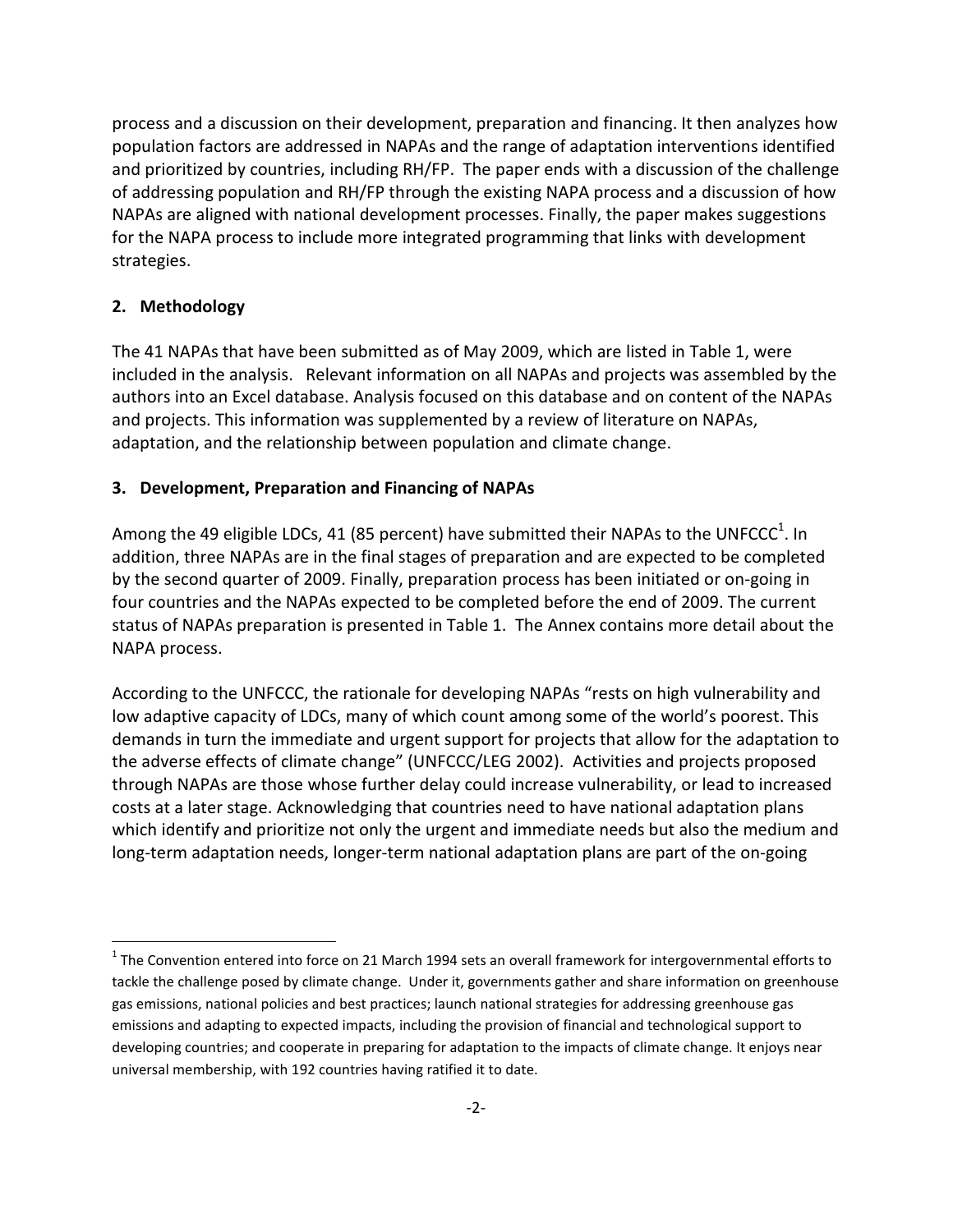process and a discussion on their development, preparation and financing. It then analyzes how population factors are addressed in NAPAs and the range of adaptation interventions identified and prioritized by countries, including RH/FP. The paper ends with a discussion of the challenge of addressing population and RH/FP through the existing NAPA process and a discussion of how NAPAs are aligned with national development processes. Finally, the paper makes suggestions for the NAPA process to include more integrated programming that links with development strategies.

## 2. Methodology

The 41 NAPAs that have been submitted as of May 2009, which are listed in Table 1, were included in the analysis. Relevant information on all NAPAs and projects was assembled by the authors into an Excel database. Analysis focused on this database and on content of the NAPAs and projects. This information was supplemented by a review of literature on NAPAs, adaptation, and the relationship between population and climate change.

## 3. Development, Preparation and Financing of NAPAs

Among the 49 eligible LDCs, 41 (85 percent) have submitted their NAPAs to the UNFCCC[1]. In addition, three NAPAs are in the final stages of preparation and are expected to be completed by the second quarter of 2009. Finally, preparation process has been initiated or on-going in four countries and the NAPAs expected to be completed before the end of 2009. The current status of NAPAs preparation is presented in Table 1. The Annex contains more detail about the NAPA process.

According to the UNFCCC, the rationale for developing NAPAs "rests on high vulnerability and low adaptive capacity of LDCs, many of which count among some of the world's poorest. This demands in turn the immediate and urgent support for projects that allow for the adaptation to the adverse effects of climate change" (UNFCCC/LEG 2002). Activities and projects proposed through NAPAs are those whose further delay could increase vulnerability, or lead to increased costs at a later stage. Acknowledging that countries need to have national adaptation plans which identify and prioritize not only the urgent and immediate needs but also the medium and long-term adaptation needs, longer-term national adaptation plans are part of the on-going

[1] The Convention entered into force on 21 March 1994 sets an overall framework for intergovernmental efforts to tackle the challenge posed by climate change. Under it, governments gather and share information on greenhouse gas emissions, national policies and best practices; launch national strategies for addressing greenhouse gas emissions and adapting to expected impacts, including the provision of financial and technological support to developing countries; and cooperate in preparing for adaptation to the impacts of climate change. It enjoys near universal membership, with 192 countries having ratified it to date.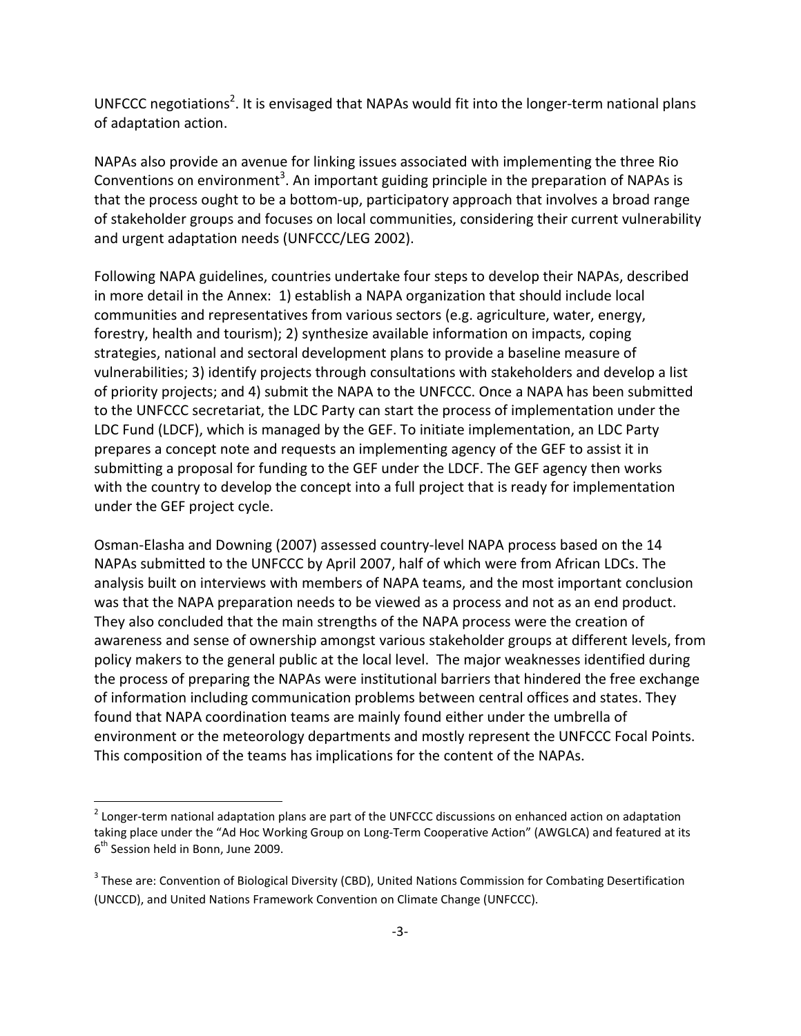UNFCCC negotiations[2]. It is envisaged that NAPAs would fit into the longer-term national plans of adaptation action.

NAPAs also provide an avenue for linking issues associated with implementing the three Rio Conventions on environment[3]. An important guiding principle in the preparation of NAPAs is that the process ought to be a bottom-up, participatory approach that involves a broad range of stakeholder groups and focuses on local communities, considering their current vulnerability and urgent adaptation needs (UNFCCC/LEG 2002).

Following NAPA guidelines, countries undertake four steps to develop their NAPAs, described in more detail in the Annex: 1) establish a NAPA organization that should include local communities and representatives from various sectors (e.g. agriculture, water, energy, forestry, health and tourism); 2) synthesize available information on impacts, coping strategies, national and sectoral development plans to provide a baseline measure of vulnerabilities; 3) identify projects through consultations with stakeholders and develop a list of priority projects; and 4) submit the NAPA to the UNFCCC. Once a NAPA has been submitted to the UNFCCC secretariat, the LDC Party can start the process of implementation under the LDC Fund (LDCF), which is managed by the GEF. To initiate implementation, an LDC Party prepares a concept note and requests an implementing agency of the GEF to assist it in submitting a proposal for funding to the GEF under the LDCF. The GEF agency then works with the country to develop the concept into a full project that is ready for implementation under the GEF project cycle.

Osman-Elasha and Downing (2007) assessed country-level NAPA process based on the 14 NAPAs submitted to the UNFCCC by April 2007, half of which were from African LDCs. The analysis built on interviews with members of NAPA teams, and the most important conclusion was that the NAPA preparation needs to be viewed as a process and not as an end product. They also concluded that the main strengths of the NAPA process were the creation of awareness and sense of ownership amongst various stakeholder groups at different levels, from policy makers to the general public at the local level. The major weaknesses identified during the process of preparing the NAPAs were institutional barriers that hindered the free exchange of information including communication problems between central offices and states. They found that NAPA coordination teams are mainly found either under the umbrella of environment or the meteorology departments and mostly represent the UNFCCC Focal Points. This composition of the teams has implications for the content of the NAPAs.

---

[2] Longer-term national adaptation plans are part of the UNFCCC discussions on enhanced action on adaptation taking place under the "Ad Hoc Working Group on Long-Term Cooperative Action" (AWGLCA) and featured at its 6th Session held in Bonn, June 2009.

[3] These are: Convention of Biological Diversity (CBD), United Nations Commission for Combating Desertification (UNCCD), and United Nations Framework Convention on Climate Change (UNFCCC).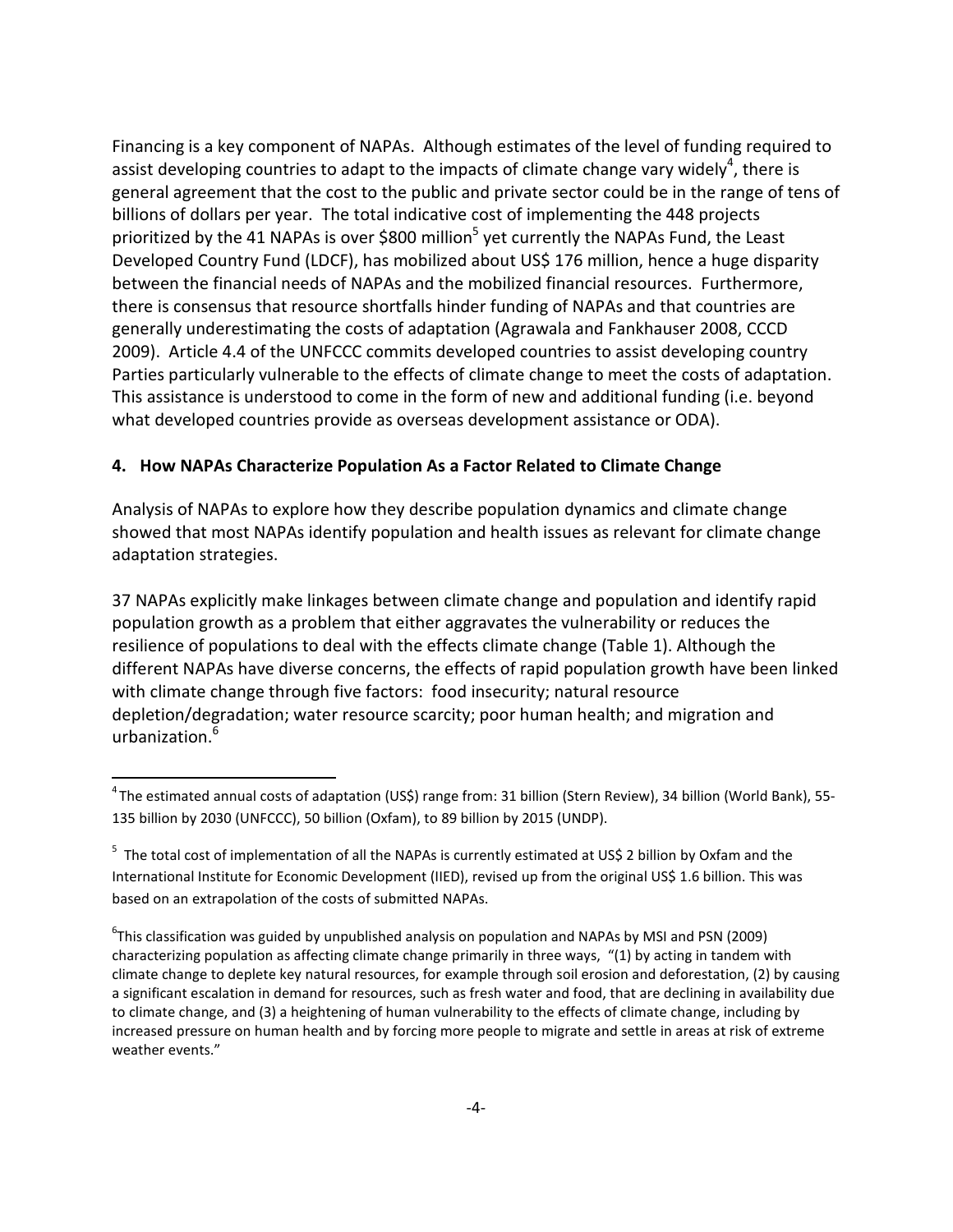Financing is a key component of NAPAs. Although estimates of the level of funding required to assist developing countries to adapt to the impacts of climate change vary widely[4], there is general agreement that the cost to the public and private sector could be in the range of tens of billions of dollars per year. The total indicative cost of implementing the 448 projects prioritized by the 41 NAPAs is over $800 million[5] yet currently the NAPAs Fund, the Least Developed Country Fund (LDCF), has mobilized about US$ 176 million, hence a huge disparity between the financial needs of NAPAs and the mobilized financial resources. Furthermore, there is consensus that resource shortfalls hinder funding of NAPAs and that countries are generally underestimating the costs of adaptation (Agrawala and Fankhauser 2008, CCCD 2009). Article 4.4 of the UNFCCC commits developed countries to assist developing country Parties particularly vulnerable to the effects of climate change to meet the costs of adaptation. This assistance is understood to come in the form of new and additional funding (i.e. beyond what developed countries provide as overseas development assistance or ODA).

## 4. How NAPAs Characterize Population As a Factor Related to Climate Change

Analysis of NAPAs to explore how they describe population dynamics and climate change showed that most NAPAs identify population and health issues as relevant for climate change adaptation strategies.

37 NAPAs explicitly make linkages between climate change and population and identify rapid population growth as a problem that either aggravates the vulnerability or reduces the resilience of populations to deal with the effects climate change (Table 1). Although the different NAPAs have diverse concerns, the effects of rapid population growth have been linked with climate change through five factors: food insecurity; natural resource depletion/degradation; water resource scarcity; poor human health; and migration and urbanization.[6]

---

[4] The estimated annual costs of adaptation (US$) range from: 31 billion (Stern Review), 34 billion (World Bank), 55-135 billion by 2030 (UNFCCC), 50 billion (Oxfam), to 89 billion by 2015 (UNDP).

[5] The total cost of implementation of all the NAPAs is currently estimated at US$ 2 billion by Oxfam and the International Institute for Economic Development (IIED), revised up from the original US$ 1.6 billion. This was based on an extrapolation of the costs of submitted NAPAs.

[6] This classification was guided by unpublished analysis on population and NAPAs by MSI and PSN (2009) characterizing population as affecting climate change primarily in three ways, "(1) by acting in tandem with climate change to deplete key natural resources, for example through soil erosion and deforestation, (2) by causing a significant escalation in demand for resources, such as fresh water and food, that are declining in availability due to climate change, and (3) a heightening of human vulnerability to the effects of climate change, including by increased pressure on human health and by forcing more people to migrate and settle in areas at risk of extreme weather events."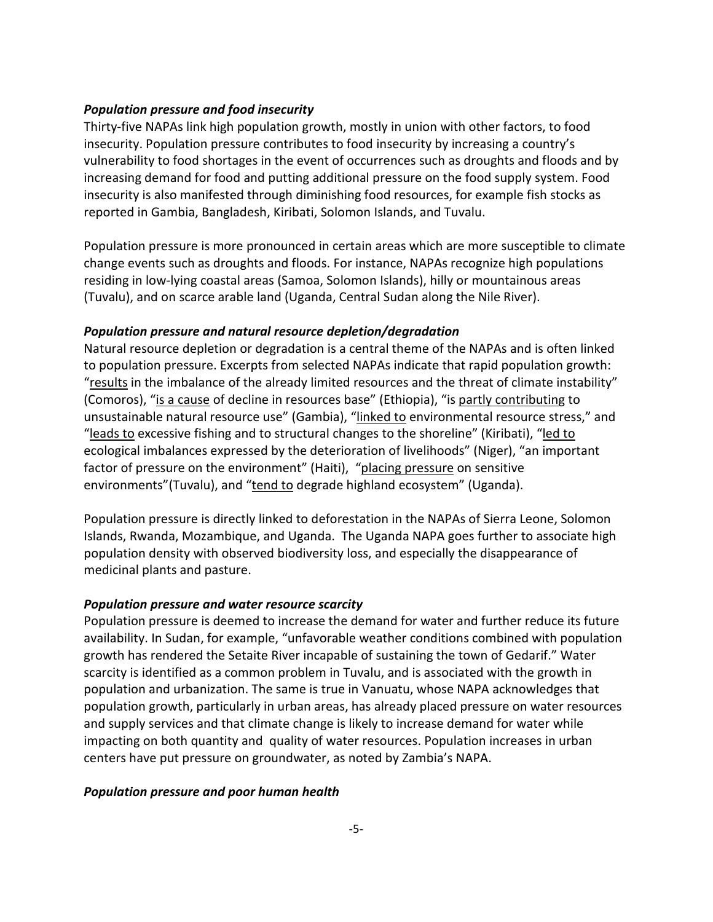***Population pressure and food insecurity***

Thirty-five NAPAs link high population growth, mostly in union with other factors, to food insecurity. Population pressure contributes to food insecurity by increasing a country's vulnerability to food shortages in the event of occurrences such as droughts and floods and by increasing demand for food and putting additional pressure on the food supply system. Food insecurity is also manifested through diminishing food resources, for example fish stocks as reported in Gambia, Bangladesh, Kiribati, Solomon Islands, and Tuvalu.

Population pressure is more pronounced in certain areas which are more susceptible to climate change events such as droughts and floods. For instance, NAPAs recognize high populations residing in low-lying coastal areas (Samoa, Solomon Islands), hilly or mountainous areas (Tuvalu), and on scarce arable land (Uganda, Central Sudan along the Nile River).

***Population pressure and natural resource depletion/degradation***

Natural resource depletion or degradation is a central theme of the NAPAs and is often linked to population pressure. Excerpts from selected NAPAs indicate that rapid population growth: "<u>results</u> in the imbalance of the already limited resources and the threat of climate instability" (Comoros), "<u>is a cause</u> of decline in resources base" (Ethiopia), "is <u>partly contributing</u> to unsustainable natural resource use" (Gambia), "<u>linked to</u> environmental resource stress," and "<u>leads to</u> excessive fishing and to structural changes to the shoreline" (Kiribati), "<u>led to</u> ecological imbalances expressed by the deterioration of livelihoods" (Niger), "an important factor of pressure on the environment" (Haiti), "<u>placing pressure</u> on sensitive environments"(Tuvalu), and "<u>tend to</u> degrade highland ecosystem" (Uganda).

Population pressure is directly linked to deforestation in the NAPAs of Sierra Leone, Solomon Islands, Rwanda, Mozambique, and Uganda. The Uganda NAPA goes further to associate high population density with observed biodiversity loss, and especially the disappearance of medicinal plants and pasture.

***Population pressure and water resource scarcity***

Population pressure is deemed to increase the demand for water and further reduce its future availability. In Sudan, for example, "unfavorable weather conditions combined with population growth has rendered the Setaite River incapable of sustaining the town of Gedarif." Water scarcity is identified as a common problem in Tuvalu, and is associated with the growth in population and urbanization. The same is true in Vanuatu, whose NAPA acknowledges that population growth, particularly in urban areas, has already placed pressure on water resources and supply services and that climate change is likely to increase demand for water while impacting on both quantity and quality of water resources. Population increases in urban centers have put pressure on groundwater, as noted by Zambia's NAPA.

***Population pressure and poor human health***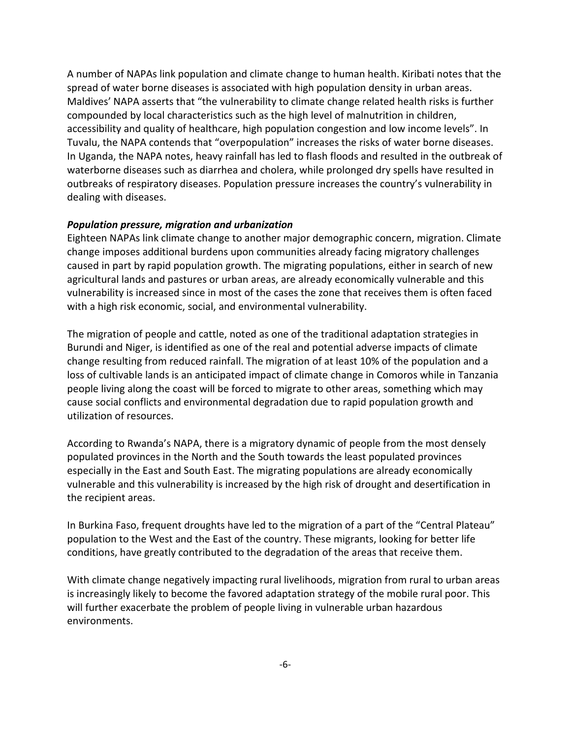A number of NAPAs link population and climate change to human health. Kiribati notes that the spread of water borne diseases is associated with high population density in urban areas. Maldives' NAPA asserts that "the vulnerability to climate change related health risks is further compounded by local characteristics such as the high level of malnutrition in children, accessibility and quality of healthcare, high population congestion and low income levels". In Tuvalu, the NAPA contends that "overpopulation" increases the risks of water borne diseases. In Uganda, the NAPA notes, heavy rainfall has led to flash floods and resulted in the outbreak of waterborne diseases such as diarrhea and cholera, while prolonged dry spells have resulted in outbreaks of respiratory diseases. Population pressure increases the country's vulnerability in dealing with diseases.

***Population pressure, migration and urbanization***

Eighteen NAPAs link climate change to another major demographic concern, migration. Climate change imposes additional burdens upon communities already facing migratory challenges caused in part by rapid population growth. The migrating populations, either in search of new agricultural lands and pastures or urban areas, are already economically vulnerable and this vulnerability is increased since in most of the cases the zone that receives them is often faced with a high risk economic, social, and environmental vulnerability.

The migration of people and cattle, noted as one of the traditional adaptation strategies in Burundi and Niger, is identified as one of the real and potential adverse impacts of climate change resulting from reduced rainfall. The migration of at least 10% of the population and a loss of cultivable lands is an anticipated impact of climate change in Comoros while in Tanzania people living along the coast will be forced to migrate to other areas, something which may cause social conflicts and environmental degradation due to rapid population growth and utilization of resources.

According to Rwanda's NAPA, there is a migratory dynamic of people from the most densely populated provinces in the North and the South towards the least populated provinces especially in the East and South East. The migrating populations are already economically vulnerable and this vulnerability is increased by the high risk of drought and desertification in the recipient areas.

In Burkina Faso, frequent droughts have led to the migration of a part of the "Central Plateau" population to the West and the East of the country. These migrants, looking for better life conditions, have greatly contributed to the degradation of the areas that receive them.

With climate change negatively impacting rural livelihoods, migration from rural to urban areas is increasingly likely to become the favored adaptation strategy of the mobile rural poor. This will further exacerbate the problem of people living in vulnerable urban hazardous environments.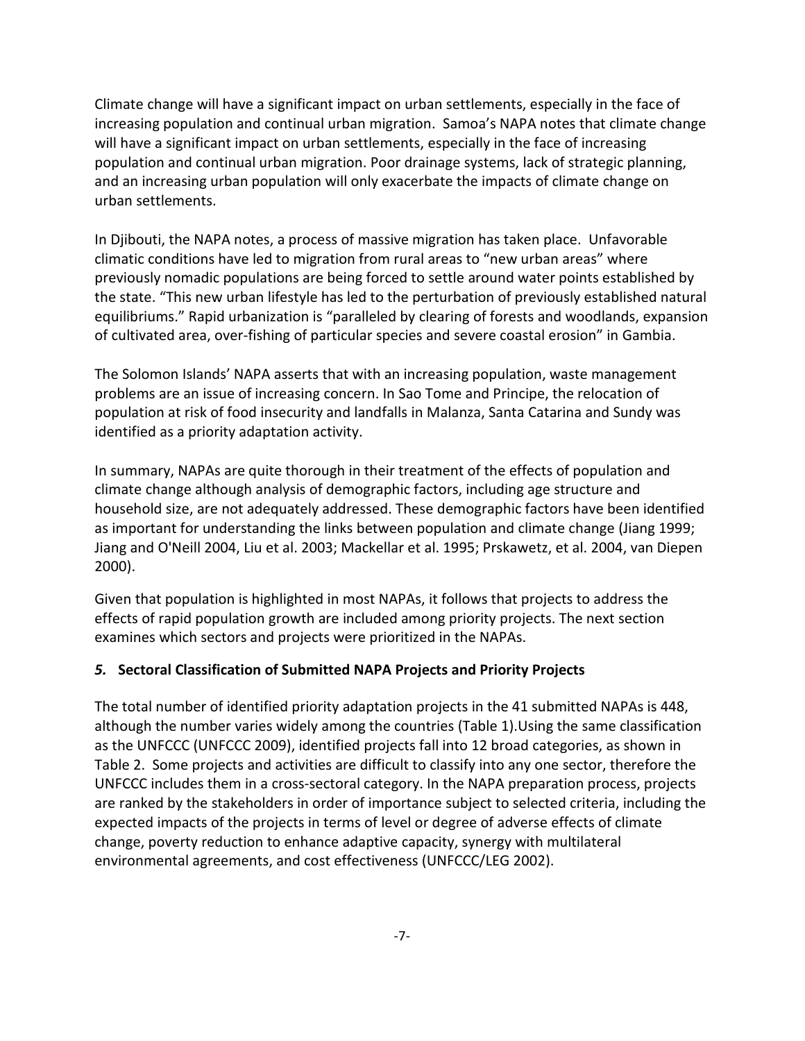Climate change will have a significant impact on urban settlements, especially in the face of increasing population and continual urban migration. Samoa's NAPA notes that climate change will have a significant impact on urban settlements, especially in the face of increasing population and continual urban migration. Poor drainage systems, lack of strategic planning, and an increasing urban population will only exacerbate the impacts of climate change on urban settlements.

In Djibouti, the NAPA notes, a process of massive migration has taken place. Unfavorable climatic conditions have led to migration from rural areas to "new urban areas" where previously nomadic populations are being forced to settle around water points established by the state. "This new urban lifestyle has led to the perturbation of previously established natural equilibriums." Rapid urbanization is "paralleled by clearing of forests and woodlands, expansion of cultivated area, over-fishing of particular species and severe coastal erosion" in Gambia.

The Solomon Islands' NAPA asserts that with an increasing population, waste management problems are an issue of increasing concern. In Sao Tome and Principe, the relocation of population at risk of food insecurity and landfalls in Malanza, Santa Catarina and Sundy was identified as a priority adaptation activity.

In summary, NAPAs are quite thorough in their treatment of the effects of population and climate change although analysis of demographic factors, including age structure and household size, are not adequately addressed. These demographic factors have been identified as important for understanding the links between population and climate change (Jiang 1999; Jiang and O'Neill 2004, Liu et al. 2003; Mackellar et al. 1995; Prskawetz, et al. 2004, van Diepen 2000).

Given that population is highlighted in most NAPAs, it follows that projects to address the effects of rapid population growth are included among priority projects. The next section examines which sectors and projects were prioritized in the NAPAs.

## *5.* Sectoral Classification of Submitted NAPA Projects and Priority Projects

The total number of identified priority adaptation projects in the 41 submitted NAPAs is 448, although the number varies widely among the countries (Table 1).Using the same classification as the UNFCCC (UNFCCC 2009), identified projects fall into 12 broad categories, as shown in Table 2. Some projects and activities are difficult to classify into any one sector, therefore the UNFCCC includes them in a cross-sectoral category. In the NAPA preparation process, projects are ranked by the stakeholders in order of importance subject to selected criteria, including the expected impacts of the projects in terms of level or degree of adverse effects of climate change, poverty reduction to enhance adaptive capacity, synergy with multilateral environmental agreements, and cost effectiveness (UNFCCC/LEG 2002).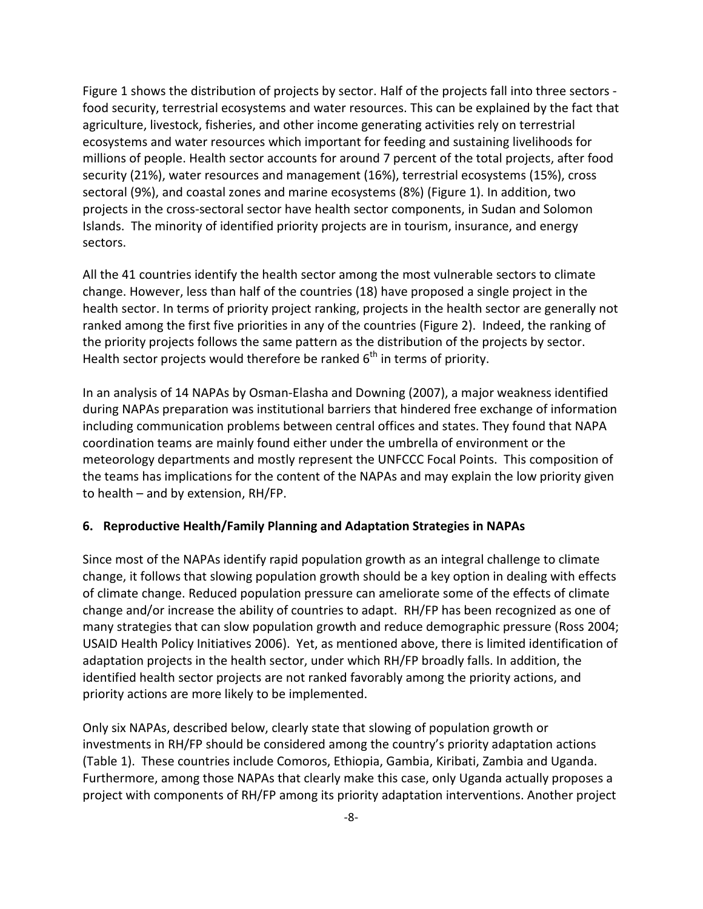Figure 1 shows the distribution of projects by sector. Half of the projects fall into three sectors - food security, terrestrial ecosystems and water resources. This can be explained by the fact that agriculture, livestock, fisheries, and other income generating activities rely on terrestrial ecosystems and water resources which important for feeding and sustaining livelihoods for millions of people. Health sector accounts for around 7 percent of the total projects, after food security (21%), water resources and management (16%), terrestrial ecosystems (15%), cross sectoral (9%), and coastal zones and marine ecosystems (8%) (Figure 1). In addition, two projects in the cross-sectoral sector have health sector components, in Sudan and Solomon Islands. The minority of identified priority projects are in tourism, insurance, and energy sectors.

All the 41 countries identify the health sector among the most vulnerable sectors to climate change. However, less than half of the countries (18) have proposed a single project in the health sector. In terms of priority project ranking, projects in the health sector are generally not ranked among the first five priorities in any of the countries (Figure 2). Indeed, the ranking of the priority projects follows the same pattern as the distribution of the projects by sector. Health sector projects would therefore be ranked 6$^{th}$ in terms of priority.

In an analysis of 14 NAPAs by Osman-Elasha and Downing (2007), a major weakness identified during NAPAs preparation was institutional barriers that hindered free exchange of information including communication problems between central offices and states. They found that NAPA coordination teams are mainly found either under the umbrella of environment or the meteorology departments and mostly represent the UNFCCC Focal Points. This composition of the teams has implications for the content of the NAPAs and may explain the low priority given to health – and by extension, RH/FP.

## 6. Reproductive Health/Family Planning and Adaptation Strategies in NAPAs

Since most of the NAPAs identify rapid population growth as an integral challenge to climate change, it follows that slowing population growth should be a key option in dealing with effects of climate change. Reduced population pressure can ameliorate some of the effects of climate change and/or increase the ability of countries to adapt. RH/FP has been recognized as one of many strategies that can slow population growth and reduce demographic pressure (Ross 2004; USAID Health Policy Initiatives 2006). Yet, as mentioned above, there is limited identification of adaptation projects in the health sector, under which RH/FP broadly falls. In addition, the identified health sector projects are not ranked favorably among the priority actions, and priority actions are more likely to be implemented.

Only six NAPAs, described below, clearly state that slowing of population growth or investments in RH/FP should be considered among the country's priority adaptation actions (Table 1). These countries include Comoros, Ethiopia, Gambia, Kiribati, Zambia and Uganda. Furthermore, among those NAPAs that clearly make this case, only Uganda actually proposes a project with components of RH/FP among its priority adaptation interventions. Another project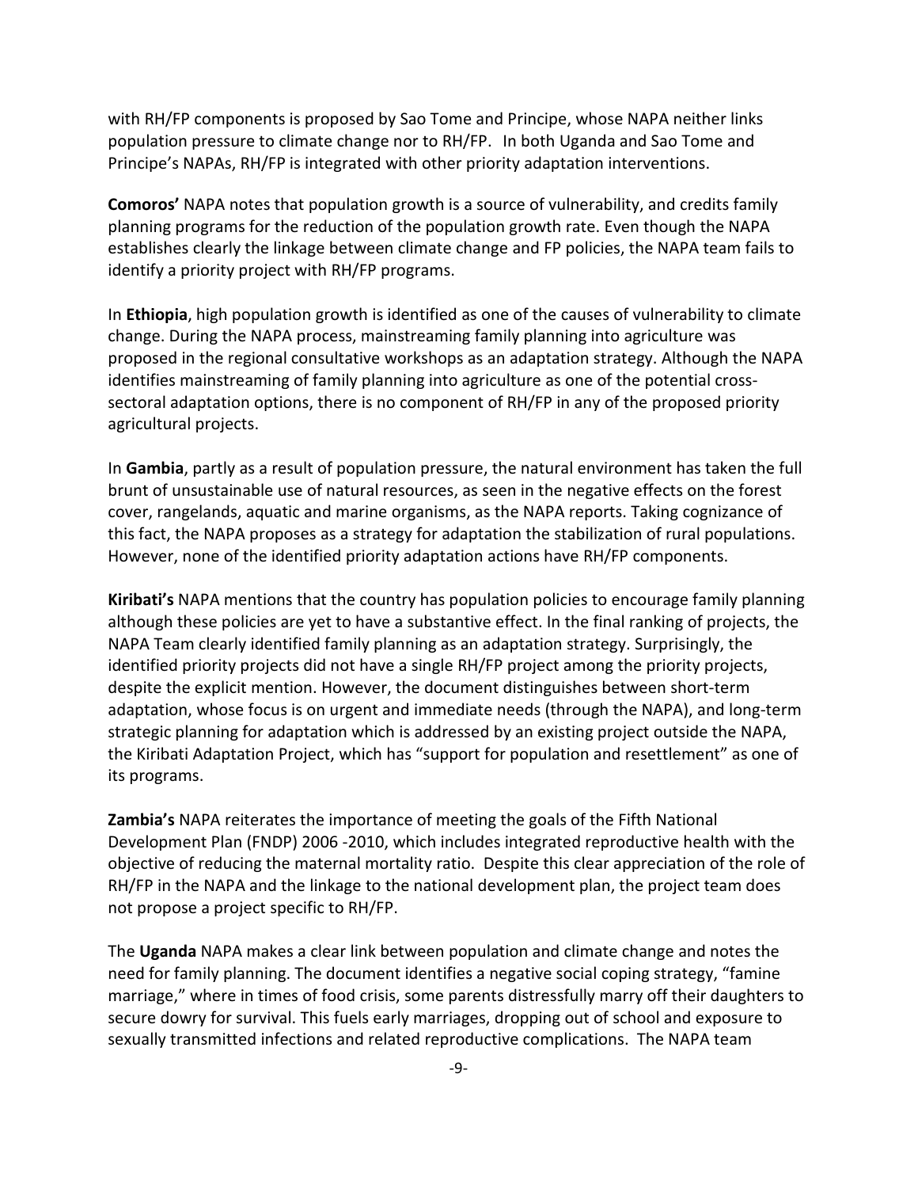with RH/FP components is proposed by Sao Tome and Principe, whose NAPA neither links population pressure to climate change nor to RH/FP. In both Uganda and Sao Tome and Principe's NAPAs, RH/FP is integrated with other priority adaptation interventions.

**Comoros'** NAPA notes that population growth is a source of vulnerability, and credits family planning programs for the reduction of the population growth rate. Even though the NAPA establishes clearly the linkage between climate change and FP policies, the NAPA team fails to identify a priority project with RH/FP programs.

In **Ethiopia**, high population growth is identified as one of the causes of vulnerability to climate change. During the NAPA process, mainstreaming family planning into agriculture was proposed in the regional consultative workshops as an adaptation strategy. Although the NAPA identifies mainstreaming of family planning into agriculture as one of the potential cross-sectoral adaptation options, there is no component of RH/FP in any of the proposed priority agricultural projects.

In **Gambia**, partly as a result of population pressure, the natural environment has taken the full brunt of unsustainable use of natural resources, as seen in the negative effects on the forest cover, rangelands, aquatic and marine organisms, as the NAPA reports. Taking cognizance of this fact, the NAPA proposes as a strategy for adaptation the stabilization of rural populations. However, none of the identified priority adaptation actions have RH/FP components.

**Kiribati's** NAPA mentions that the country has population policies to encourage family planning although these policies are yet to have a substantive effect. In the final ranking of projects, the NAPA Team clearly identified family planning as an adaptation strategy. Surprisingly, the identified priority projects did not have a single RH/FP project among the priority projects, despite the explicit mention. However, the document distinguishes between short-term adaptation, whose focus is on urgent and immediate needs (through the NAPA), and long-term strategic planning for adaptation which is addressed by an existing project outside the NAPA, the Kiribati Adaptation Project, which has "support for population and resettlement" as one of its programs.

**Zambia's** NAPA reiterates the importance of meeting the goals of the Fifth National Development Plan (FNDP) 2006 -2010, which includes integrated reproductive health with the objective of reducing the maternal mortality ratio. Despite this clear appreciation of the role of RH/FP in the NAPA and the linkage to the national development plan, the project team does not propose a project specific to RH/FP.

The **Uganda** NAPA makes a clear link between population and climate change and notes the need for family planning. The document identifies a negative social coping strategy, "famine marriage," where in times of food crisis, some parents distressfully marry off their daughters to secure dowry for survival. This fuels early marriages, dropping out of school and exposure to sexually transmitted infections and related reproductive complications. The NAPA team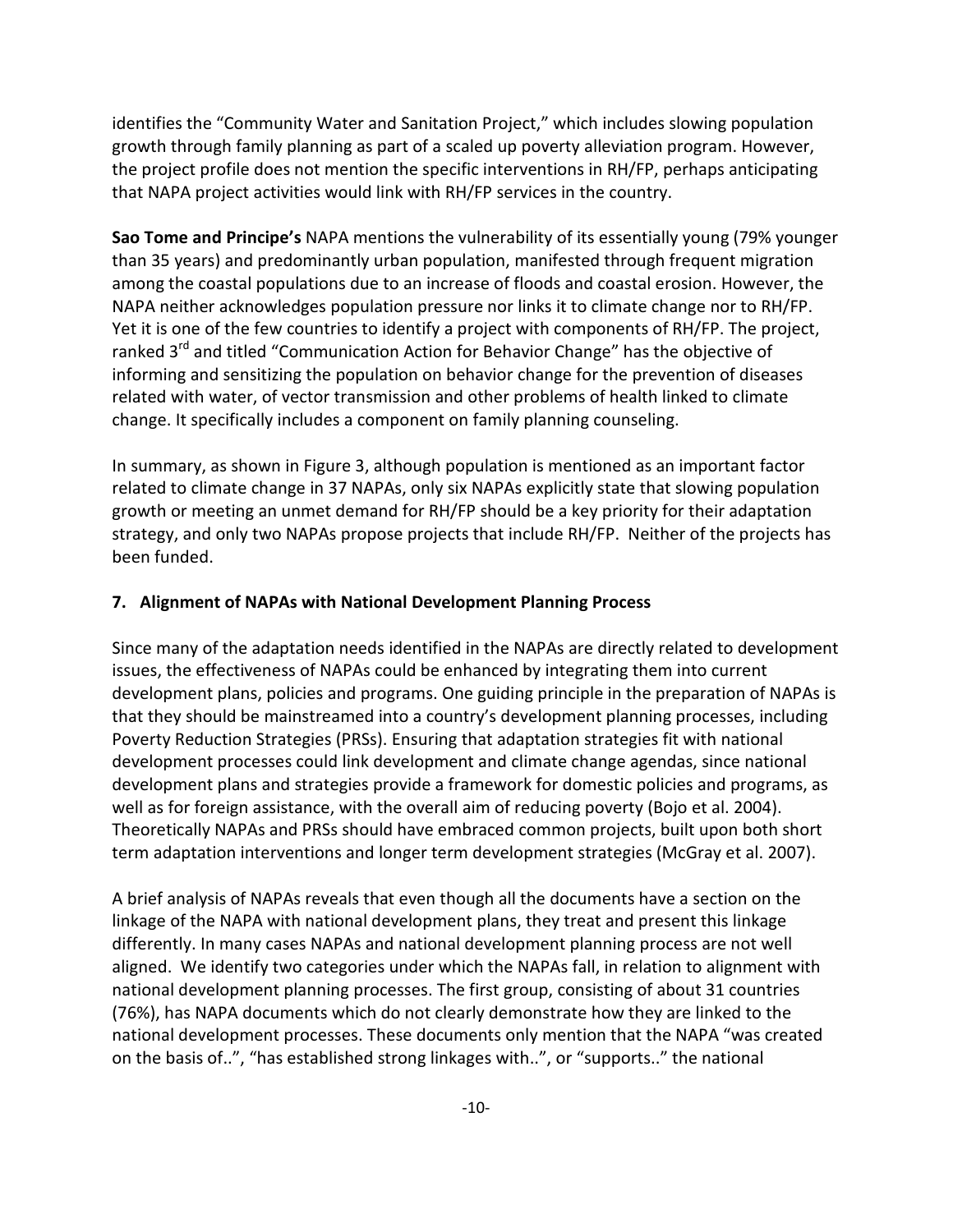identifies the "Community Water and Sanitation Project," which includes slowing population growth through family planning as part of a scaled up poverty alleviation program. However, the project profile does not mention the specific interventions in RH/FP, perhaps anticipating that NAPA project activities would link with RH/FP services in the country.

**Sao Tome and Principe's** NAPA mentions the vulnerability of its essentially young (79% younger than 35 years) and predominantly urban population, manifested through frequent migration among the coastal populations due to an increase of floods and coastal erosion. However, the NAPA neither acknowledges population pressure nor links it to climate change nor to RH/FP. Yet it is one of the few countries to identify a project with components of RH/FP. The project, ranked 3rd and titled "Communication Action for Behavior Change" has the objective of informing and sensitizing the population on behavior change for the prevention of diseases related with water, of vector transmission and other problems of health linked to climate change. It specifically includes a component on family planning counseling.

In summary, as shown in Figure 3, although population is mentioned as an important factor related to climate change in 37 NAPAs, only six NAPAs explicitly state that slowing population growth or meeting an unmet demand for RH/FP should be a key priority for their adaptation strategy, and only two NAPAs propose projects that include RH/FP. Neither of the projects has been funded.

## 7. Alignment of NAPAs with National Development Planning Process

Since many of the adaptation needs identified in the NAPAs are directly related to development issues, the effectiveness of NAPAs could be enhanced by integrating them into current development plans, policies and programs. One guiding principle in the preparation of NAPAs is that they should be mainstreamed into a country's development planning processes, including Poverty Reduction Strategies (PRSs). Ensuring that adaptation strategies fit with national development processes could link development and climate change agendas, since national development plans and strategies provide a framework for domestic policies and programs, as well as for foreign assistance, with the overall aim of reducing poverty (Bojo et al. 2004). Theoretically NAPAs and PRSs should have embraced common projects, built upon both short term adaptation interventions and longer term development strategies (McGray et al. 2007).

A brief analysis of NAPAs reveals that even though all the documents have a section on the linkage of the NAPA with national development plans, they treat and present this linkage differently. In many cases NAPAs and national development planning process are not well aligned. We identify two categories under which the NAPAs fall, in relation to alignment with national development planning processes. The first group, consisting of about 31 countries (76%), has NAPA documents which do not clearly demonstrate how they are linked to the national development processes. These documents only mention that the NAPA "was created on the basis of..", "has established strong linkages with..", or "supports.." the national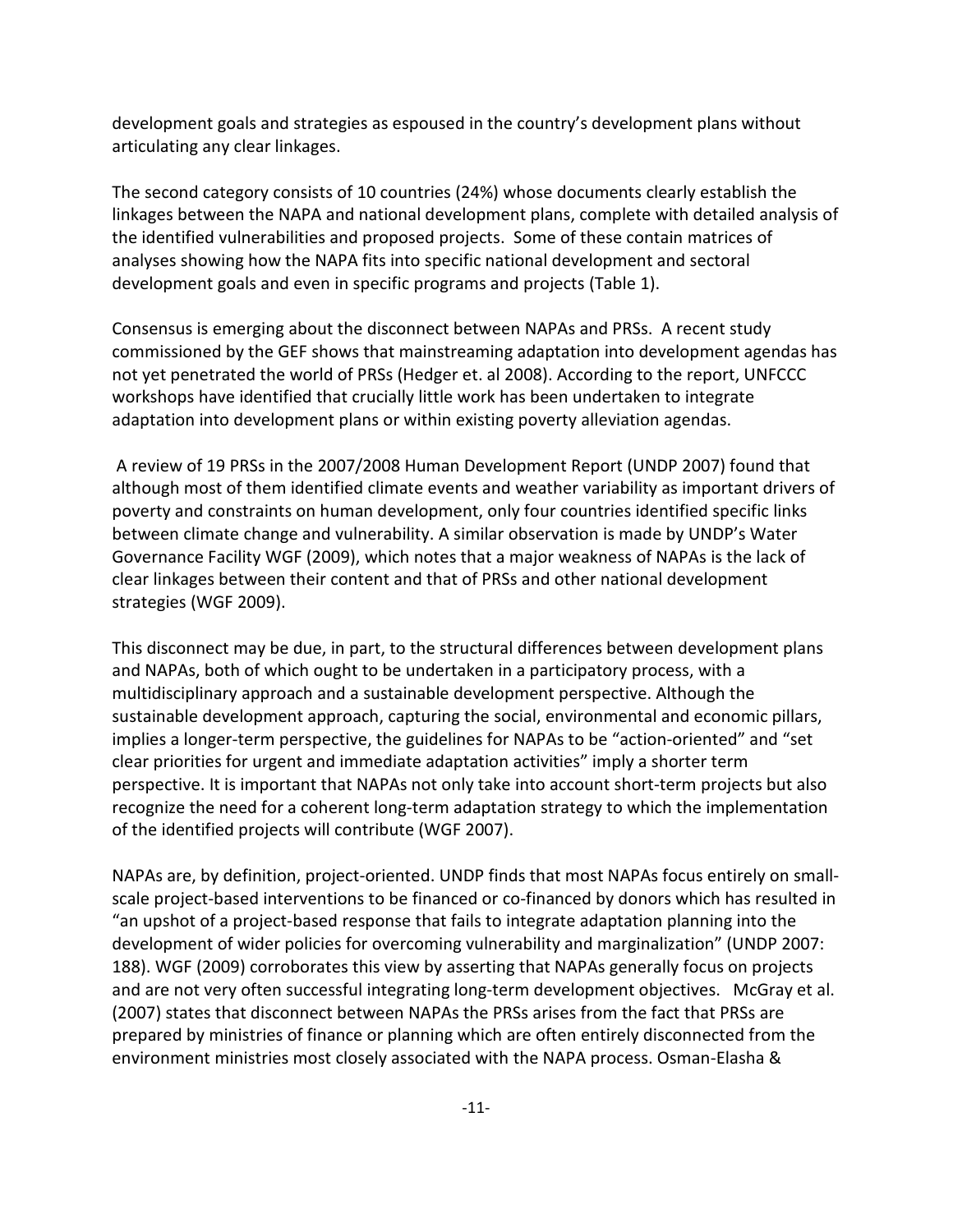development goals and strategies as espoused in the country's development plans without articulating any clear linkages.

The second category consists of 10 countries (24%) whose documents clearly establish the linkages between the NAPA and national development plans, complete with detailed analysis of the identified vulnerabilities and proposed projects. Some of these contain matrices of analyses showing how the NAPA fits into specific national development and sectoral development goals and even in specific programs and projects (Table 1).

Consensus is emerging about the disconnect between NAPAs and PRSs. A recent study commissioned by the GEF shows that mainstreaming adaptation into development agendas has not yet penetrated the world of PRSs (Hedger et. al 2008). According to the report, UNFCCC workshops have identified that crucially little work has been undertaken to integrate adaptation into development plans or within existing poverty alleviation agendas.

A review of 19 PRSs in the 2007/2008 Human Development Report (UNDP 2007) found that although most of them identified climate events and weather variability as important drivers of poverty and constraints on human development, only four countries identified specific links between climate change and vulnerability. A similar observation is made by UNDP's Water Governance Facility WGF (2009), which notes that a major weakness of NAPAs is the lack of clear linkages between their content and that of PRSs and other national development strategies (WGF 2009).

This disconnect may be due, in part, to the structural differences between development plans and NAPAs, both of which ought to be undertaken in a participatory process, with a multidisciplinary approach and a sustainable development perspective. Although the sustainable development approach, capturing the social, environmental and economic pillars, implies a longer-term perspective, the guidelines for NAPAs to be "action-oriented" and "set clear priorities for urgent and immediate adaptation activities" imply a shorter term perspective. It is important that NAPAs not only take into account short-term projects but also recognize the need for a coherent long-term adaptation strategy to which the implementation of the identified projects will contribute (WGF 2007).

NAPAs are, by definition, project-oriented. UNDP finds that most NAPAs focus entirely on small-scale project-based interventions to be financed or co-financed by donors which has resulted in "an upshot of a project-based response that fails to integrate adaptation planning into the development of wider policies for overcoming vulnerability and marginalization" (UNDP 2007: 188). WGF (2009) corroborates this view by asserting that NAPAs generally focus on projects and are not very often successful integrating long-term development objectives. McGray et al. (2007) states that disconnect between NAPAs the PRSs arises from the fact that PRSs are prepared by ministries of finance or planning which are often entirely disconnected from the environment ministries most closely associated with the NAPA process. Osman-Elasha &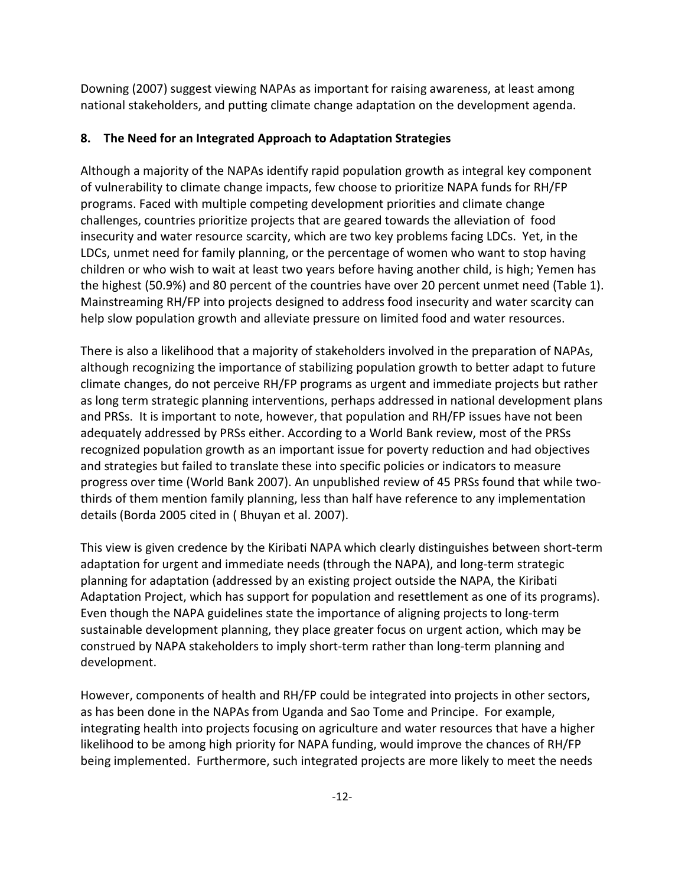Downing (2007) suggest viewing NAPAs as important for raising awareness, at least among national stakeholders, and putting climate change adaptation on the development agenda.

## 8. The Need for an Integrated Approach to Adaptation Strategies

Although a majority of the NAPAs identify rapid population growth as integral key component of vulnerability to climate change impacts, few choose to prioritize NAPA funds for RH/FP programs. Faced with multiple competing development priorities and climate change challenges, countries prioritize projects that are geared towards the alleviation of food insecurity and water resource scarcity, which are two key problems facing LDCs. Yet, in the LDCs, unmet need for family planning, or the percentage of women who want to stop having children or who wish to wait at least two years before having another child, is high; Yemen has the highest (50.9%) and 80 percent of the countries have over 20 percent unmet need (Table 1). Mainstreaming RH/FP into projects designed to address food insecurity and water scarcity can help slow population growth and alleviate pressure on limited food and water resources.

There is also a likelihood that a majority of stakeholders involved in the preparation of NAPAs, although recognizing the importance of stabilizing population growth to better adapt to future climate changes, do not perceive RH/FP programs as urgent and immediate projects but rather as long term strategic planning interventions, perhaps addressed in national development plans and PRSs. It is important to note, however, that population and RH/FP issues have not been adequately addressed by PRSs either. According to a World Bank review, most of the PRSs recognized population growth as an important issue for poverty reduction and had objectives and strategies but failed to translate these into specific policies or indicators to measure progress over time (World Bank 2007). An unpublished review of 45 PRSs found that while two-thirds of them mention family planning, less than half have reference to any implementation details (Borda 2005 cited in ( Bhuyan et al. 2007).

This view is given credence by the Kiribati NAPA which clearly distinguishes between short-term adaptation for urgent and immediate needs (through the NAPA), and long-term strategic planning for adaptation (addressed by an existing project outside the NAPA, the Kiribati Adaptation Project, which has support for population and resettlement as one of its programs). Even though the NAPA guidelines state the importance of aligning projects to long-term sustainable development planning, they place greater focus on urgent action, which may be construed by NAPA stakeholders to imply short-term rather than long-term planning and development.

However, components of health and RH/FP could be integrated into projects in other sectors, as has been done in the NAPAs from Uganda and Sao Tome and Principe. For example, integrating health into projects focusing on agriculture and water resources that have a higher likelihood to be among high priority for NAPA funding, would improve the chances of RH/FP being implemented. Furthermore, such integrated projects are more likely to meet the needs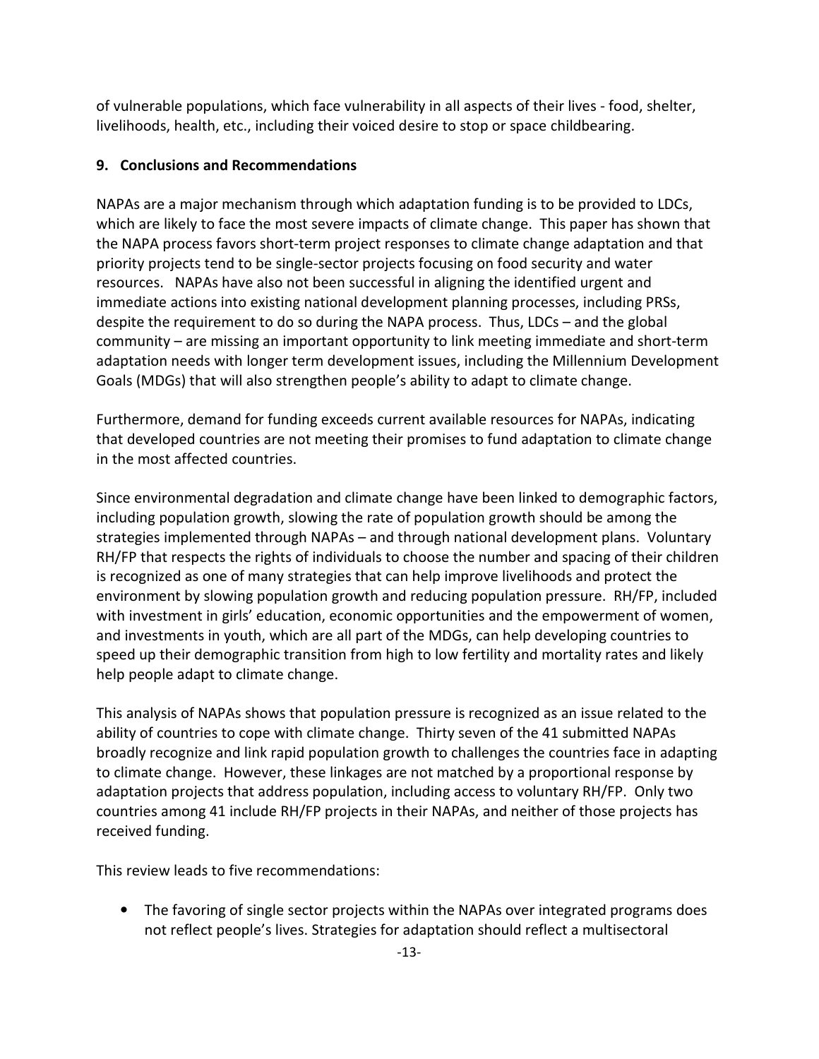of vulnerable populations, which face vulnerability in all aspects of their lives - food, shelter, livelihoods, health, etc., including their voiced desire to stop or space childbearing.

## 9. Conclusions and Recommendations

NAPAs are a major mechanism through which adaptation funding is to be provided to LDCs, which are likely to face the most severe impacts of climate change. This paper has shown that the NAPA process favors short-term project responses to climate change adaptation and that priority projects tend to be single-sector projects focusing on food security and water resources. NAPAs have also not been successful in aligning the identified urgent and immediate actions into existing national development planning processes, including PRSs, despite the requirement to do so during the NAPA process. Thus, LDCs – and the global community – are missing an important opportunity to link meeting immediate and short-term adaptation needs with longer term development issues, including the Millennium Development Goals (MDGs) that will also strengthen people's ability to adapt to climate change.

Furthermore, demand for funding exceeds current available resources for NAPAs, indicating that developed countries are not meeting their promises to fund adaptation to climate change in the most affected countries.

Since environmental degradation and climate change have been linked to demographic factors, including population growth, slowing the rate of population growth should be among the strategies implemented through NAPAs – and through national development plans. Voluntary RH/FP that respects the rights of individuals to choose the number and spacing of their children is recognized as one of many strategies that can help improve livelihoods and protect the environment by slowing population growth and reducing population pressure. RH/FP, included with investment in girls' education, economic opportunities and the empowerment of women, and investments in youth, which are all part of the MDGs, can help developing countries to speed up their demographic transition from high to low fertility and mortality rates and likely help people adapt to climate change.

This analysis of NAPAs shows that population pressure is recognized as an issue related to the ability of countries to cope with climate change. Thirty seven of the 41 submitted NAPAs broadly recognize and link rapid population growth to challenges the countries face in adapting to climate change. However, these linkages are not matched by a proportional response by adaptation projects that address population, including access to voluntary RH/FP. Only two countries among 41 include RH/FP projects in their NAPAs, and neither of those projects has received funding.

This review leads to five recommendations:

- The favoring of single sector projects within the NAPAs over integrated programs does not reflect people's lives. Strategies for adaptation should reflect a multisectoral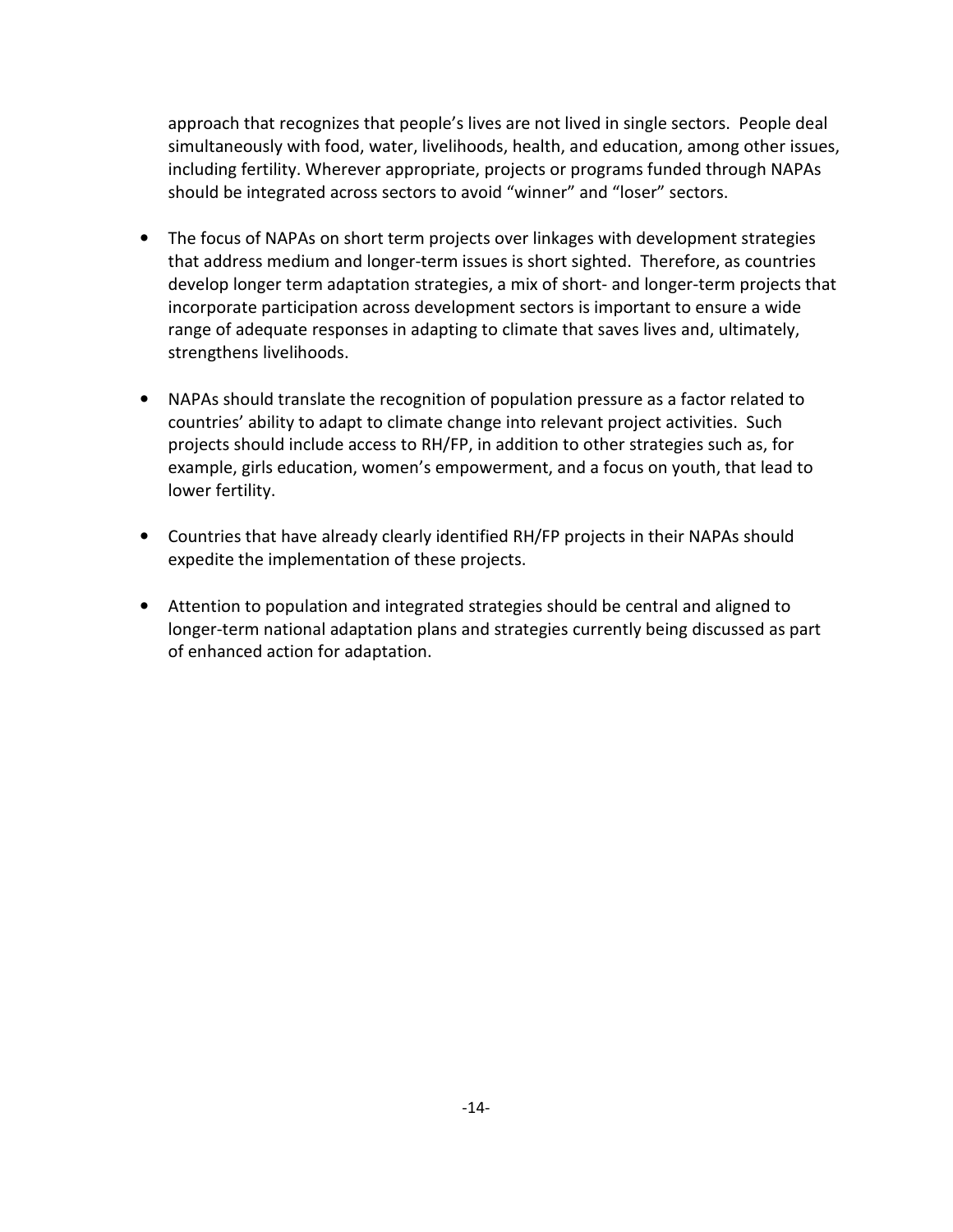approach that recognizes that people's lives are not lived in single sectors. People deal simultaneously with food, water, livelihoods, health, and education, among other issues, including fertility. Wherever appropriate, projects or programs funded through NAPAs should be integrated across sectors to avoid "winner" and "loser" sectors.

- The focus of NAPAs on short term projects over linkages with development strategies that address medium and longer-term issues is short sighted. Therefore, as countries develop longer term adaptation strategies, a mix of short- and longer-term projects that incorporate participation across development sectors is important to ensure a wide range of adequate responses in adapting to climate that saves lives and, ultimately, strengthens livelihoods.

- NAPAs should translate the recognition of population pressure as a factor related to countries' ability to adapt to climate change into relevant project activities. Such projects should include access to RH/FP, in addition to other strategies such as, for example, girls education, women's empowerment, and a focus on youth, that lead to lower fertility.

- Countries that have already clearly identified RH/FP projects in their NAPAs should expedite the implementation of these projects.

- Attention to population and integrated strategies should be central and aligned to longer-term national adaptation plans and strategies currently being discussed as part of enhanced action for adaptation.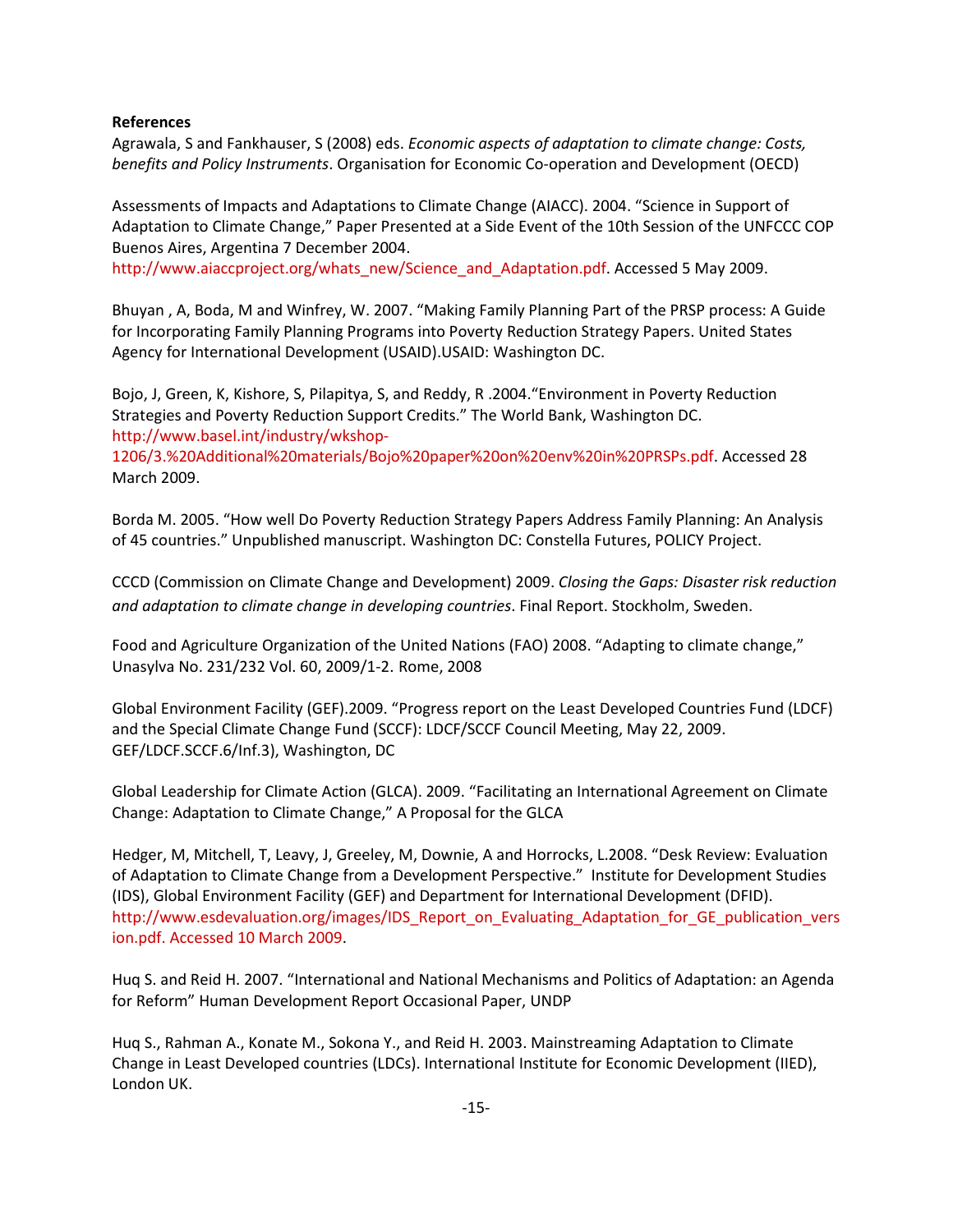**References**

Agrawala, S and Fankhauser, S (2008) eds. *Economic aspects of adaptation to climate change: Costs, benefits and Policy Instruments*. Organisation for Economic Co-operation and Development (OECD)

Assessments of Impacts and Adaptations to Climate Change (AIACC). 2004. "Science in Support of Adaptation to Climate Change," Paper Presented at a Side Event of the 10th Session of the UNFCCC COP Buenos Aires, Argentina 7 December 2004. http://www.aiaccproject.org/whats_new/Science_and_Adaptation.pdf. Accessed 5 May 2009.

Bhuyan , A, Boda, M and Winfrey, W. 2007. "Making Family Planning Part of the PRSP process: A Guide for Incorporating Family Planning Programs into Poverty Reduction Strategy Papers. United States Agency for International Development (USAID).USAID: Washington DC.

Bojo, J, Green, K, Kishore, S, Pilapitya, S, and Reddy, R .2004."Environment in Poverty Reduction Strategies and Poverty Reduction Support Credits." The World Bank, Washington DC. http://www.basel.int/industry/wkshop-1206/3.%20Additional%20materials/Bojo%20paper%20on%20env%20in%20PRSPs.pdf. Accessed 28 March 2009.

Borda M. 2005. "How well Do Poverty Reduction Strategy Papers Address Family Planning: An Analysis of 45 countries." Unpublished manuscript. Washington DC: Constella Futures, POLICY Project.

CCCD (Commission on Climate Change and Development) 2009. *Closing the Gaps: Disaster risk reduction and adaptation to climate change in developing countries*. Final Report. Stockholm, Sweden.

Food and Agriculture Organization of the United Nations (FAO) 2008. "Adapting to climate change," Unasylva No. 231/232 Vol. 60, 2009/1-2. Rome, 2008

Global Environment Facility (GEF).2009. "Progress report on the Least Developed Countries Fund (LDCF) and the Special Climate Change Fund (SCCF): LDCF/SCCF Council Meeting, May 22, 2009. GEF/LDCF.SCCF.6/Inf.3), Washington, DC

Global Leadership for Climate Action (GLCA). 2009. "Facilitating an International Agreement on Climate Change: Adaptation to Climate Change," A Proposal for the GLCA

Hedger, M, Mitchell, T, Leavy, J, Greeley, M, Downie, A and Horrocks, L.2008. "Desk Review: Evaluation of Adaptation to Climate Change from a Development Perspective." Institute for Development Studies (IDS), Global Environment Facility (GEF) and Department for International Development (DFID). http://www.esdevaluation.org/images/IDS_Report_on_Evaluating_Adaptation_for_GE_publication_version.pdf. Accessed 10 March 2009.

Huq S. and Reid H. 2007. "International and National Mechanisms and Politics of Adaptation: an Agenda for Reform" Human Development Report Occasional Paper, UNDP

Huq S., Rahman A., Konate M., Sokona Y., and Reid H. 2003. Mainstreaming Adaptation to Climate Change in Least Developed countries (LDCs). International Institute for Economic Development (IIED), London UK.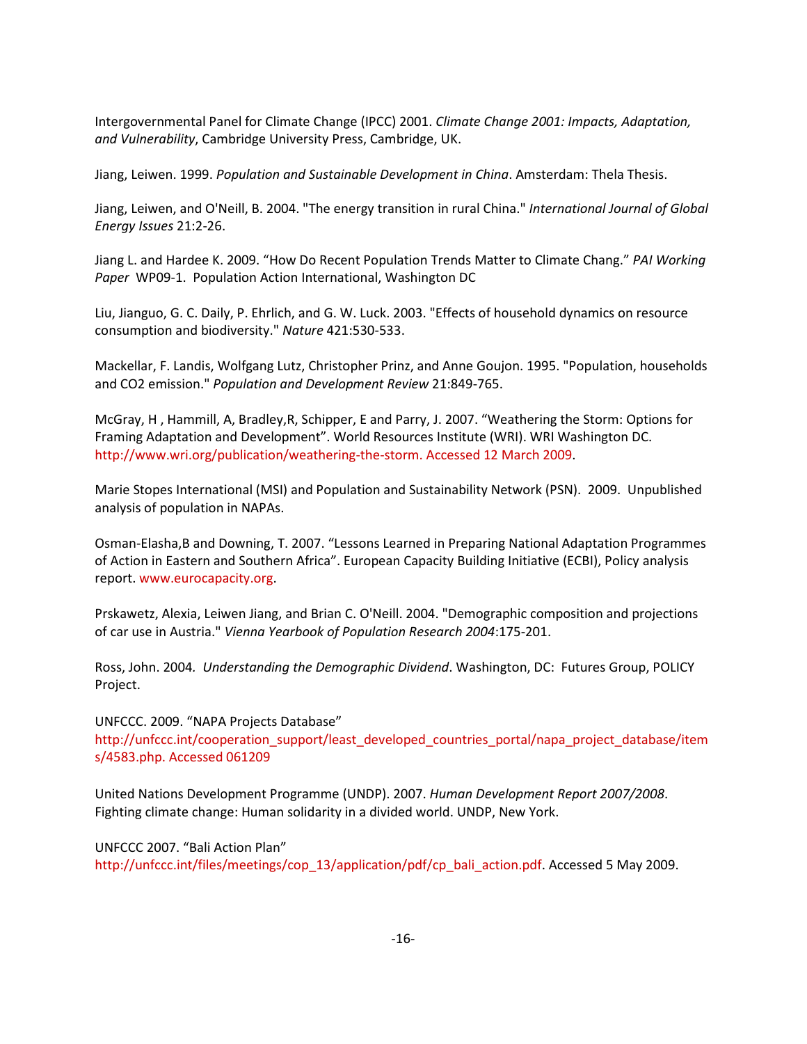Intergovernmental Panel for Climate Change (IPCC) 2001. *Climate Change 2001: Impacts, Adaptation, and Vulnerability*, Cambridge University Press, Cambridge, UK.

Jiang, Leiwen. 1999. *Population and Sustainable Development in China*. Amsterdam: Thela Thesis.

Jiang, Leiwen, and O'Neill, B. 2004. "The energy transition in rural China." *International Journal of Global Energy Issues* 21:2-26.

Jiang L. and Hardee K. 2009. "How Do Recent Population Trends Matter to Climate Chang." *PAI Working Paper* WP09-1. Population Action International, Washington DC

Liu, Jianguo, G. C. Daily, P. Ehrlich, and G. W. Luck. 2003. "Effects of household dynamics on resource consumption and biodiversity." *Nature* 421:530-533.

Mackellar, F. Landis, Wolfgang Lutz, Christopher Prinz, and Anne Goujon. 1995. "Population, households and CO2 emission." *Population and Development Review* 21:849-765.

McGray, H , Hammill, A, Bradley,R, Schipper, E and Parry, J. 2007. "Weathering the Storm: Options for Framing Adaptation and Development". World Resources Institute (WRI). WRI Washington DC. http://www.wri.org/publication/weathering-the-storm. Accessed 12 March 2009.

Marie Stopes International (MSI) and Population and Sustainability Network (PSN). 2009. Unpublished analysis of population in NAPAs.

Osman-Elasha,B and Downing, T. 2007. "Lessons Learned in Preparing National Adaptation Programmes of Action in Eastern and Southern Africa". European Capacity Building Initiative (ECBI), Policy analysis report. www.eurocapacity.org.

Prskawetz, Alexia, Leiwen Jiang, and Brian C. O'Neill. 2004. "Demographic composition and projections of car use in Austria." *Vienna Yearbook of Population Research 2004*:175-201.

Ross, John. 2004. *Understanding the Demographic Dividend*. Washington, DC: Futures Group, POLICY Project.

UNFCCC. 2009. "NAPA Projects Database" http://unfccc.int/cooperation_support/least_developed_countries_portal/napa_project_database/items/4583.php. Accessed 061209

United Nations Development Programme (UNDP). 2007. *Human Development Report 2007/2008*. Fighting climate change: Human solidarity in a divided world. UNDP, New York.

UNFCCC 2007. "Bali Action Plan" http://unfccc.int/files/meetings/cop_13/application/pdf/cp_bali_action.pdf. Accessed 5 May 2009.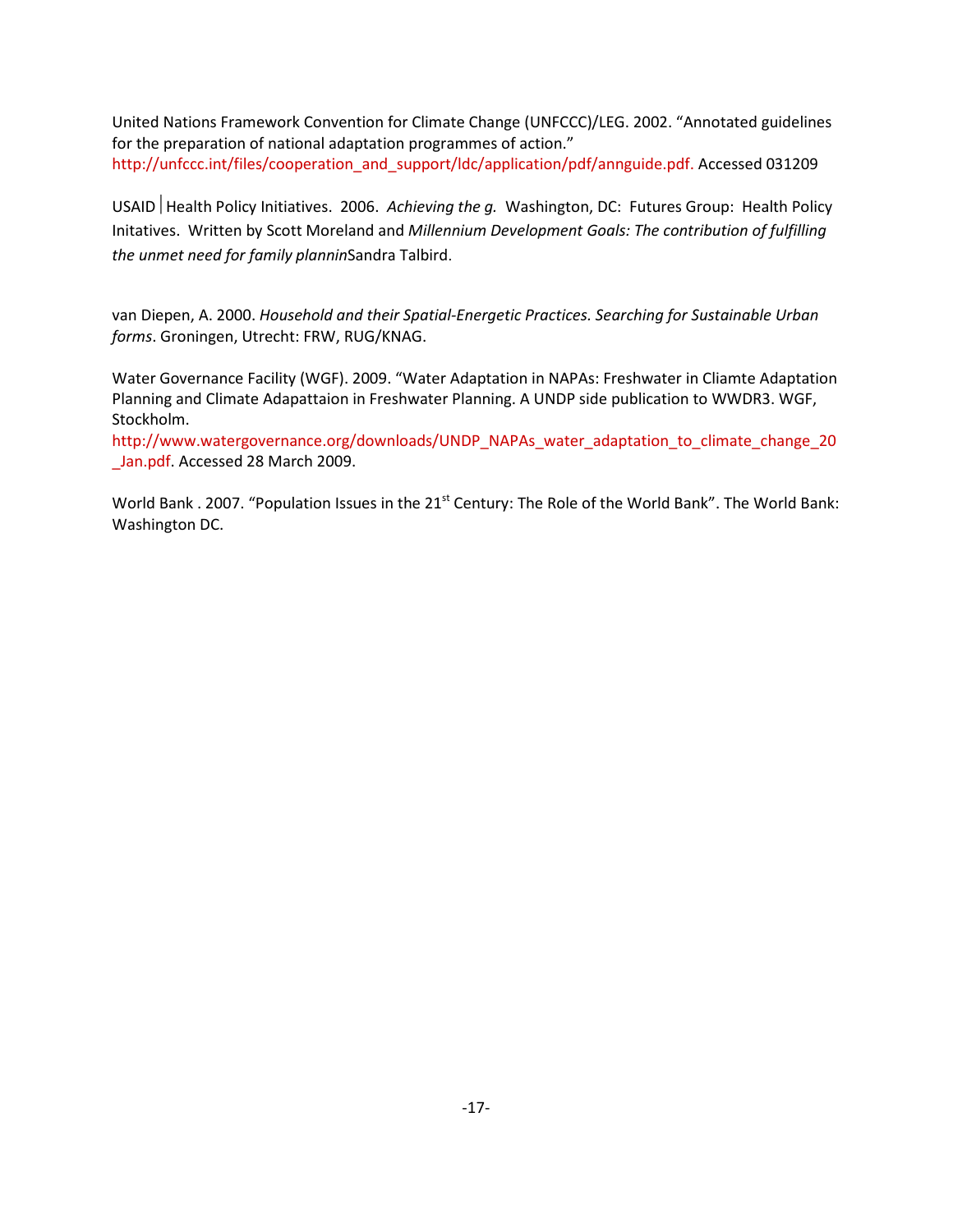United Nations Framework Convention for Climate Change (UNFCCC)/LEG. 2002. "Annotated guidelines for the preparation of national adaptation programmes of action." http://unfccc.int/files/cooperation_and_support/ldc/application/pdf/annguide.pdf. Accessed 031209

USAID | Health Policy Initiatives. 2006. *Achieving the g.* Washington, DC: Futures Group: Health Policy Initatives. Written by Scott Moreland and *Millennium Development Goals: The contribution of fulfilling the unmet need for family plannin*Sandra Talbird.

van Diepen, A. 2000. *Household and their Spatial-Energetic Practices. Searching for Sustainable Urban forms*. Groningen, Utrecht: FRW, RUG/KNAG.

Water Governance Facility (WGF). 2009. "Water Adaptation in NAPAs: Freshwater in Cliamte Adaptation Planning and Climate Adapattaion in Freshwater Planning. A UNDP side publication to WWDR3. WGF, Stockholm. http://www.watergovernance.org/downloads/UNDP_NAPAs_water_adaptation_to_climate_change_20_Jan.pdf. Accessed 28 March 2009.

World Bank . 2007. "Population Issues in the 21st Century: The Role of the World Bank". The World Bank: Washington DC.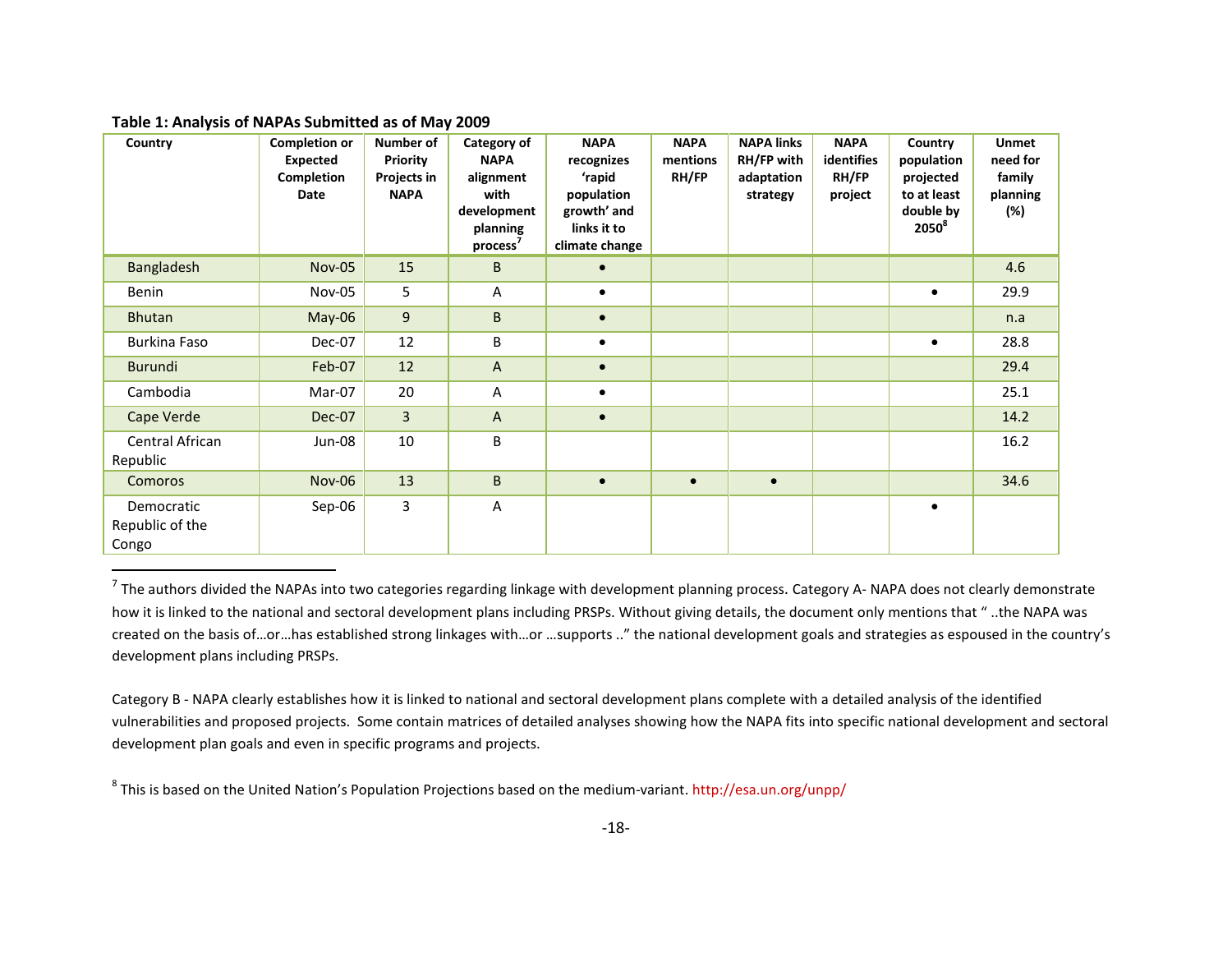**Table 1: Analysis of NAPAs Submitted as of May 2009**

| Country | Completion or Expected Completion Date | Number of Priority Projects in NAPA | Category of NAPA alignment with development planning process[7] | NAPA recognizes 'rapid population growth' and links it to climate change | NAPA mentions RH/FP | NAPA links RH/FP with adaptation strategy | NAPA identifies RH/FP project | Country population projected to at least double by 2050[8] | Unmet need for family planning (%) |
|---|---|---|---|---|---|---|---|---|---|
| Bangladesh | Nov-05 | 15 | B | • | | | | | 4.6 |
| Benin | Nov-05 | 5 | A | • | | | | • | 29.9 |
| Bhutan | May-06 | 9 | B | • | | | | | n.a |
| Burkina Faso | Dec-07 | 12 | B | • | | | | • | 28.8 |
| Burundi | Feb-07 | 12 | A | • | | | | | 29.4 |
| Cambodia | Mar-07 | 20 | A | • | | | | | 25.1 |
| Cape Verde | Dec-07 | 3 | A | • | | | | | 14.2 |
| Central African Republic | Jun-08 | 10 | B | | | | | | 16.2 |
| Comoros | Nov-06 | 13 | B | • | • | • | | | 34.6 |
| Democratic Republic of the Congo | Sep-06 | 3 | A | | | | | • | |

[7] The authors divided the NAPAs into two categories regarding linkage with development planning process. Category A- NAPA does not clearly demonstrate how it is linked to the national and sectoral development plans including PRSPs. Without giving details, the document only mentions that " ..the NAPA was created on the basis of…or…has established strong linkages with…or …supports .." the national development goals and strategies as espoused in the country's development plans including PRSPs.

Category B - NAPA clearly establishes how it is linked to national and sectoral development plans complete with a detailed analysis of the identified vulnerabilities and proposed projects. Some contain matrices of detailed analyses showing how the NAPA fits into specific national development and sectoral development plan goals and even in specific programs and projects.

[8] This is based on the United Nation's Population Projections based on the medium-variant. http://esa.un.org/unpp/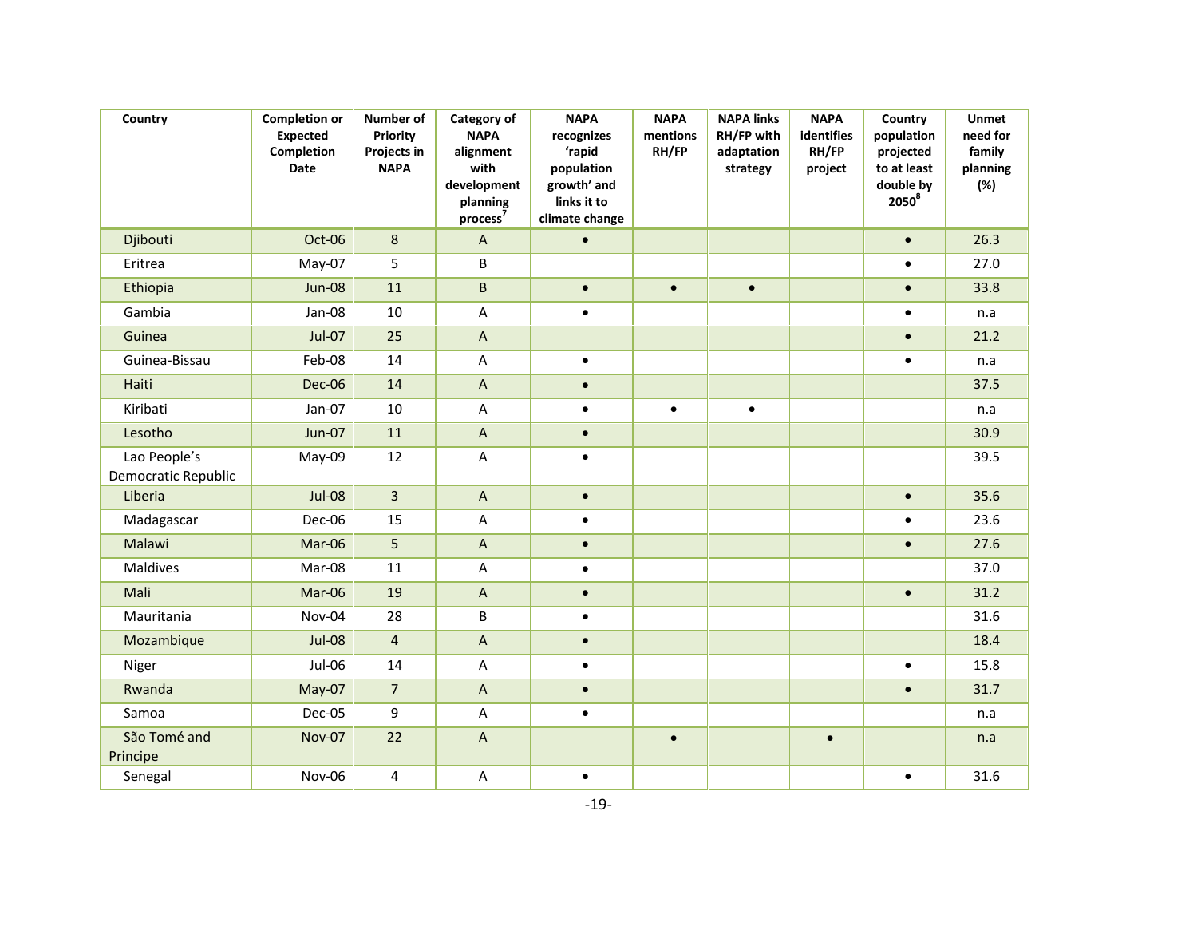| Country | Completion or Expected Completion Date | Number of Priority Projects in NAPA | Category of NAPA alignment with development planning process[7] | NAPA recognizes 'rapid population growth' and links it to climate change | NAPA mentions RH/FP | NAPA links RH/FP with adaptation strategy | NAPA identifies RH/FP project | Country population projected to at least double by 2050[8] | Unmet need for family planning (%) |
|---|---|---|---|---|---|---|---|---|---|
| Djibouti | Oct-06 | 8 | A | • | | | | • | 26.3 |
| Eritrea | May-07 | 5 | B | | | | | • | 27.0 |
| Ethiopia | Jun-08 | 11 | B | • | • | • | | • | 33.8 |
| Gambia | Jan-08 | 10 | A | • | | | | • | n.a |
| Guinea | Jul-07 | 25 | A | | | | | • | 21.2 |
| Guinea-Bissau | Feb-08 | 14 | A | • | | | | • | n.a |
| Haiti | Dec-06 | 14 | A | • | | | | | 37.5 |
| Kiribati | Jan-07 | 10 | A | • | • | • | | | n.a |
| Lesotho | Jun-07 | 11 | A | • | | | | | 30.9 |
| Lao People's Democratic Republic | May-09 | 12 | A | • | | | | | 39.5 |
| Liberia | Jul-08 | 3 | A | • | | | | • | 35.6 |
| Madagascar | Dec-06 | 15 | A | • | | | | • | 23.6 |
| Malawi | Mar-06 | 5 | A | • | | | | • | 27.6 |
| Maldives | Mar-08 | 11 | A | • | | | | | 37.0 |
| Mali | Mar-06 | 19 | A | • | | | | • | 31.2 |
| Mauritania | Nov-04 | 28 | B | • | | | | | 31.6 |
| Mozambique | Jul-08 | 4 | A | • | | | | | 18.4 |
| Niger | Jul-06 | 14 | A | • | | | | • | 15.8 |
| Rwanda | May-07 | 7 | A | • | | | | • | 31.7 |
| Samoa | Dec-05 | 9 | A | • | | | | | n.a |
| São Tomé and Principe | Nov-07 | 22 | A | | • | | • | | n.a |
| Senegal | Nov-06 | 4 | A | • | | | | • | 31.6 |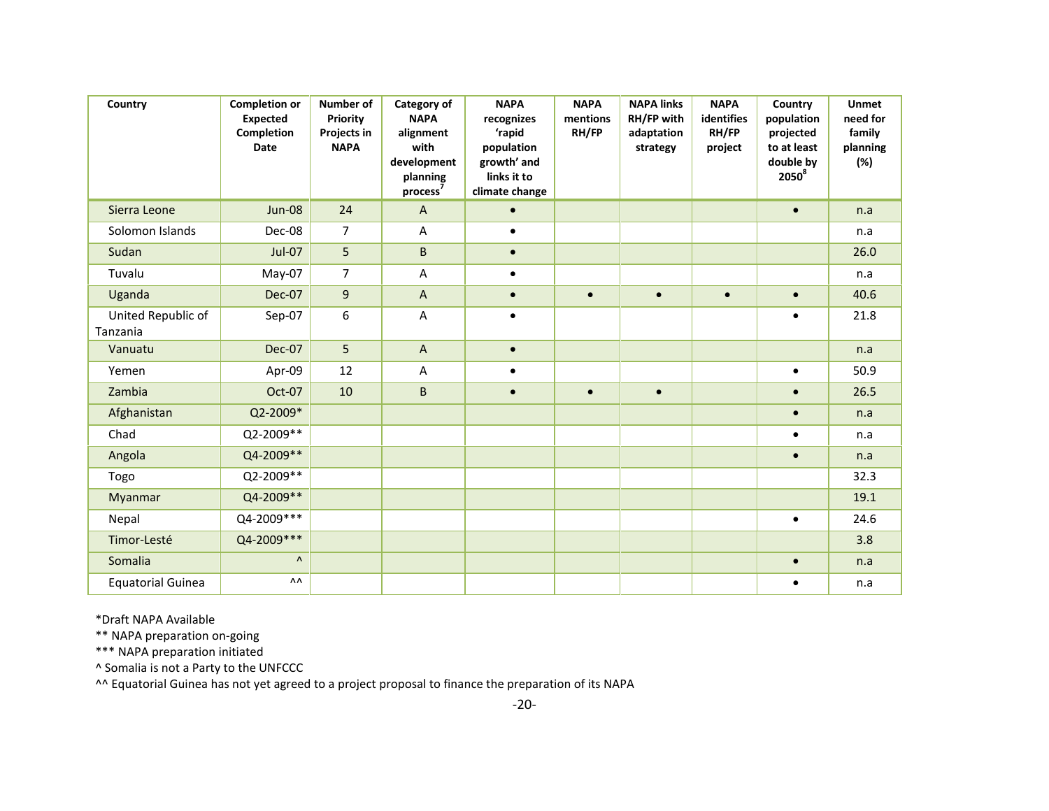| Country | Completion or Expected Completion Date | Number of Priority Projects in NAPA | Category of NAPA alignment with development planning process[7] | NAPA recognizes 'rapid population growth' and links it to climate change | NAPA mentions RH/FP | NAPA links RH/FP with adaptation strategy | NAPA identifies RH/FP project | Country population projected to at least double by 2050[8] | Unmet need for family planning (%) |
|---|---|---|---|---|---|---|---|---|---|
| Sierra Leone | Jun-08 | 24 | A | • | | | | • | n.a |
| Solomon Islands | Dec-08 | 7 | A | • | | | | | n.a |
| Sudan | Jul-07 | 5 | B | • | | | | | 26.0 |
| Tuvalu | May-07 | 7 | A | • | | | | | n.a |
| Uganda | Dec-07 | 9 | A | • | • | • | • | • | 40.6 |
| United Republic of Tanzania | Sep-07 | 6 | A | • | | | | • | 21.8 |
| Vanuatu | Dec-07 | 5 | A | • | | | | | n.a |
| Yemen | Apr-09 | 12 | A | • | | | | • | 50.9 |
| Zambia | Oct-07 | 10 | B | • | • | • | | • | 26.5 |
| Afghanistan | Q2-2009* | | | | | | | • | n.a |
| Chad | Q2-2009** | | | | | | | • | n.a |
| Angola | Q4-2009** | | | | | | | • | n.a |
| Togo | Q2-2009** | | | | | | | | 32.3 |
| Myanmar | Q4-2009** | | | | | | | | 19.1 |
| Nepal | Q4-2009*** | | | | | | | • | 24.6 |
| Timor-Lesté | Q4-2009*** | | | | | | | | 3.8 |
| Somalia | ^ | | | | | | | • | n.a |
| Equatorial Guinea | ^^ | | | | | | | • | n.a |

*Draft NAPA Available

** NAPA preparation on-going

*** NAPA preparation initiated

^ Somalia is not a Party to the UNFCCC

^^ Equatorial Guinea has not yet agreed to a project proposal to finance the preparation of its NAPA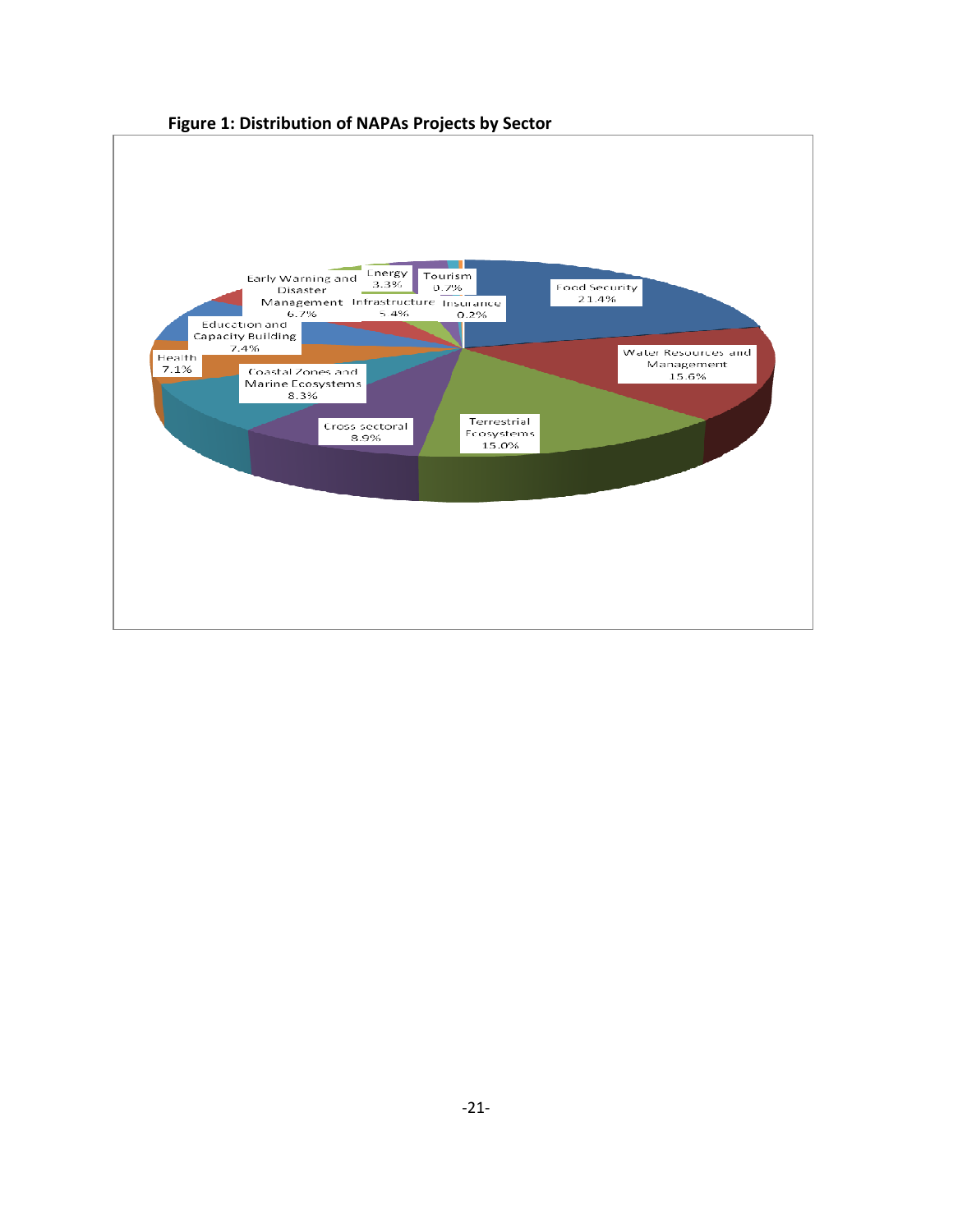**Figure 1: Distribution of NAPAs Projects by Sector**

Food Security 21.4%

Water Resources and Management 15.6%

Terrestrial Ecosystems 15.0%

Cross sectoral 8.9%

Coastal Zones and Marine Ecosystems 8.3%

Health 7.1%

Education and Capacity Building 7.4%

Early Warning and Disaster Management 6.7%

Infrastructure 5.4%

Energy 3.3%

Tourism 0.7%

Insurance 0.2%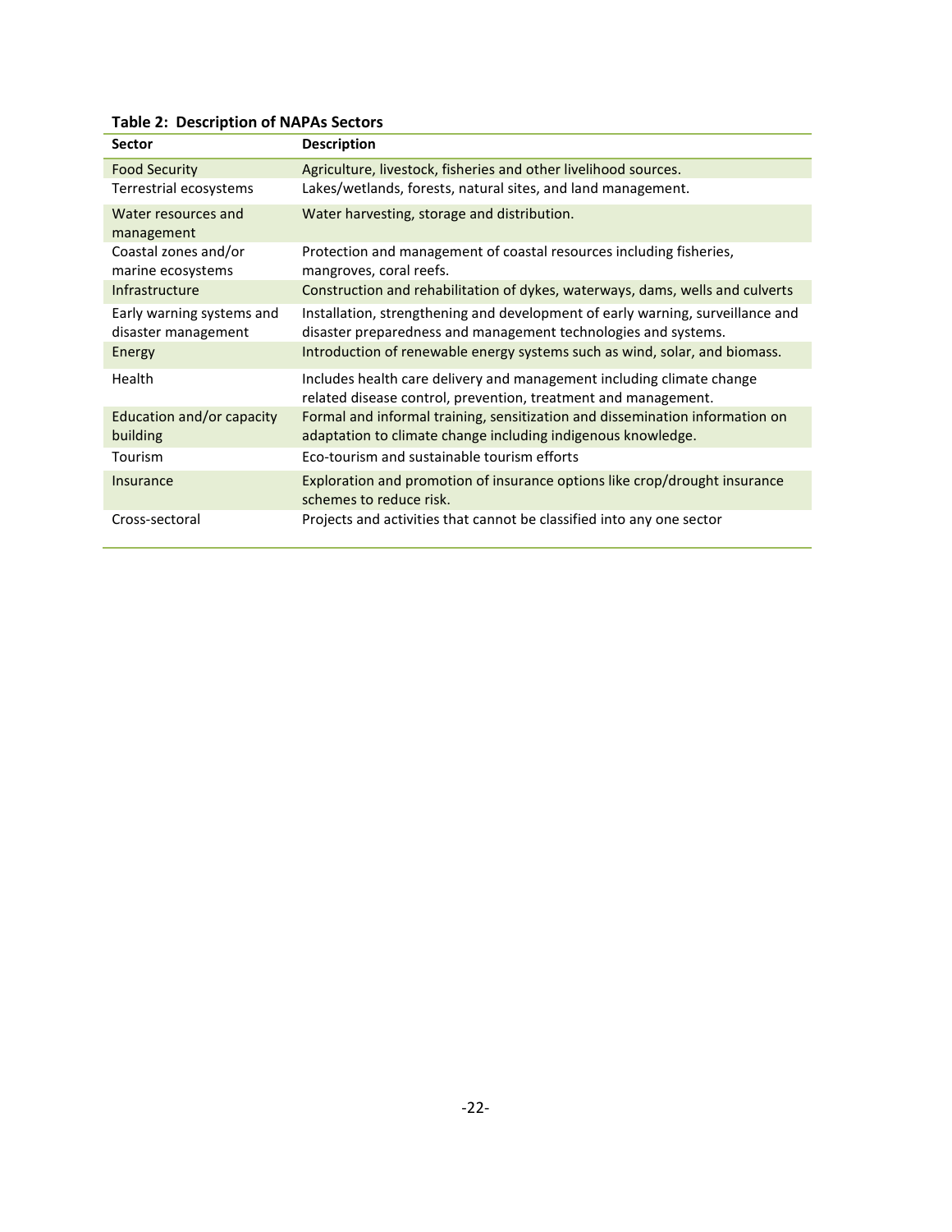**Table 2: Description of NAPAs Sectors**

| Sector | Description |
|---|---|
| Food Security | Agriculture, livestock, fisheries and other livelihood sources. |
| Terrestrial ecosystems | Lakes/wetlands, forests, natural sites, and land management. |
| Water resources and management | Water harvesting, storage and distribution. |
| Coastal zones and/or marine ecosystems | Protection and management of coastal resources including fisheries, mangroves, coral reefs. |
| Infrastructure | Construction and rehabilitation of dykes, waterways, dams, wells and culverts |
| Early warning systems and disaster management | Installation, strengthening and development of early warning, surveillance and disaster preparedness and management technologies and systems. |
| Energy | Introduction of renewable energy systems such as wind, solar, and biomass. |
| Health | Includes health care delivery and management including climate change related disease control, prevention, treatment and management. |
| Education and/or capacity building | Formal and informal training, sensitization and dissemination information on adaptation to climate change including indigenous knowledge. |
| Tourism | Eco-tourism and sustainable tourism efforts |
| Insurance | Exploration and promotion of insurance options like crop/drought insurance schemes to reduce risk. |
| Cross-sectoral | Projects and activities that cannot be classified into any one sector |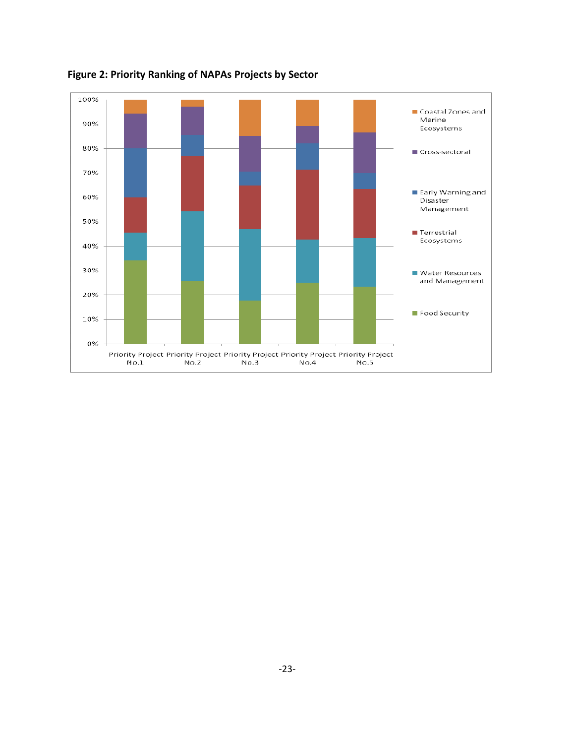**Figure 2: Priority Ranking of NAPAs Projects by Sector**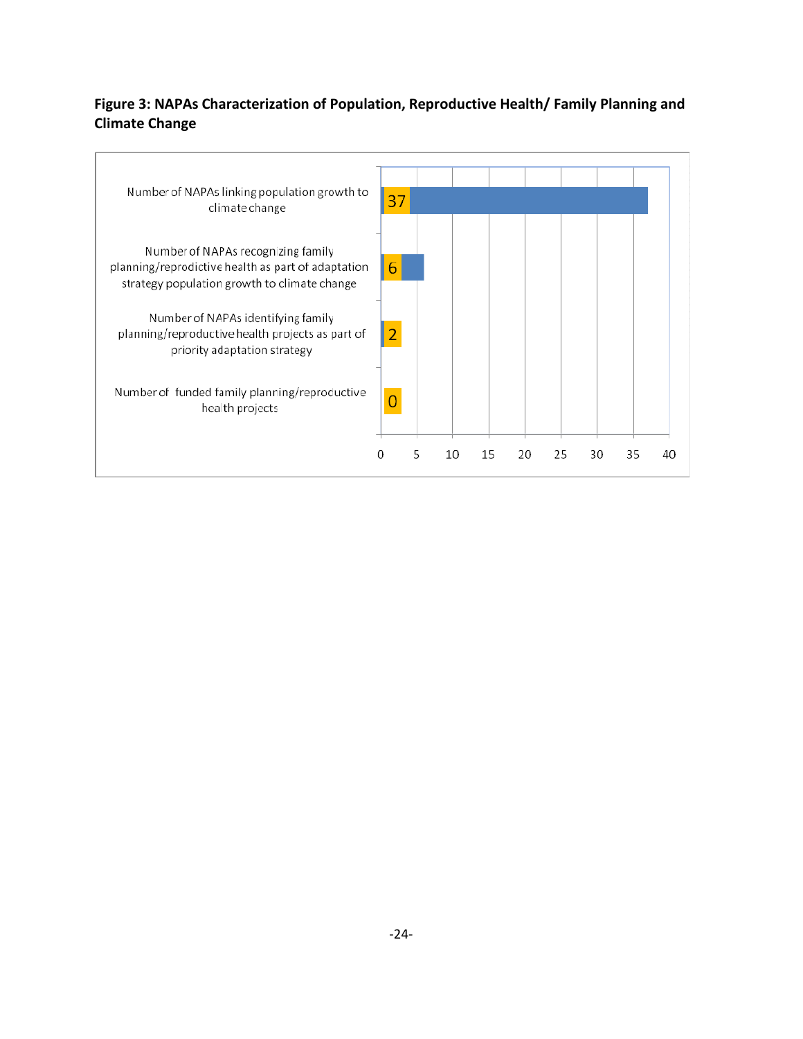**Figure 3: NAPAs Characterization of Population, Reproductive Health/ Family Planning and Climate Change**

| Category | Number |
|---|---|
| Number of NAPAs linking population growth to climate change | 37 |
| Number of NAPAs recognizing family planning/reprodictive health as part of adaptation strategy population growth to climate change | 6 |
| Number of NAPAs identifying family planning/reproductive health projects as part of priority adaptation strategy | 2 |
| Number of funded family planning/reprocuctive health projects | 0 |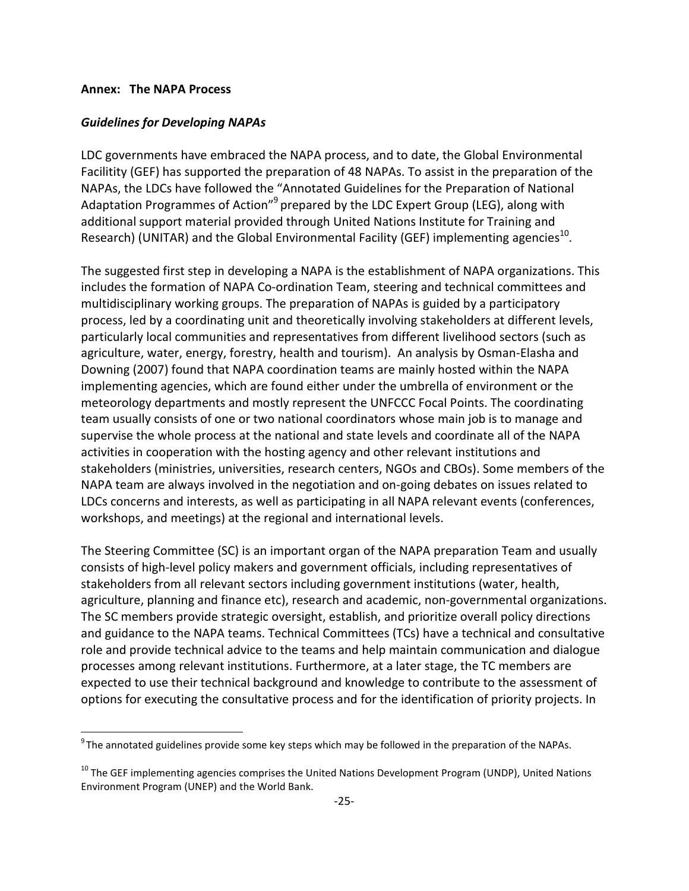**Annex: The NAPA Process**

***Guidelines for Developing NAPAs***

LDC governments have embraced the NAPA process, and to date, the Global Environmental Facilitity (GEF) has supported the preparation of 48 NAPAs. To assist in the preparation of the NAPAs, the LDCs have followed the "Annotated Guidelines for the Preparation of National Adaptation Programmes of Action"[9] prepared by the LDC Expert Group (LEG), along with additional support material provided through United Nations Institute for Training and Research) (UNITAR) and the Global Environmental Facility (GEF) implementing agencies[10].

The suggested first step in developing a NAPA is the establishment of NAPA organizations. This includes the formation of NAPA Co-ordination Team, steering and technical committees and multidisciplinary working groups. The preparation of NAPAs is guided by a participatory process, led by a coordinating unit and theoretically involving stakeholders at different levels, particularly local communities and representatives from different livelihood sectors (such as agriculture, water, energy, forestry, health and tourism). An analysis by Osman-Elasha and Downing (2007) found that NAPA coordination teams are mainly hosted within the NAPA implementing agencies, which are found either under the umbrella of environment or the meteorology departments and mostly represent the UNFCCC Focal Points. The coordinating team usually consists of one or two national coordinators whose main job is to manage and supervise the whole process at the national and state levels and coordinate all of the NAPA activities in cooperation with the hosting agency and other relevant institutions and stakeholders (ministries, universities, research centers, NGOs and CBOs). Some members of the NAPA team are always involved in the negotiation and on-going debates on issues related to LDCs concerns and interests, as well as participating in all NAPA relevant events (conferences, workshops, and meetings) at the regional and international levels.

The Steering Committee (SC) is an important organ of the NAPA preparation Team and usually consists of high-level policy makers and government officials, including representatives of stakeholders from all relevant sectors including government institutions (water, health, agriculture, planning and finance etc), research and academic, non-governmental organizations. The SC members provide strategic oversight, establish, and prioritize overall policy directions and guidance to the NAPA teams. Technical Committees (TCs) have a technical and consultative role and provide technical advice to the teams and help maintain communication and dialogue processes among relevant institutions. Furthermore, at a later stage, the TC members are expected to use their technical background and knowledge to contribute to the assessment of options for executing the consultative process and for the identification of priority projects. In

---

[9] The annotated guidelines provide some key steps which may be followed in the preparation of the NAPAs.

[10] The GEF implementing agencies comprises the United Nations Development Program (UNDP), United Nations Environment Program (UNEP) and the World Bank.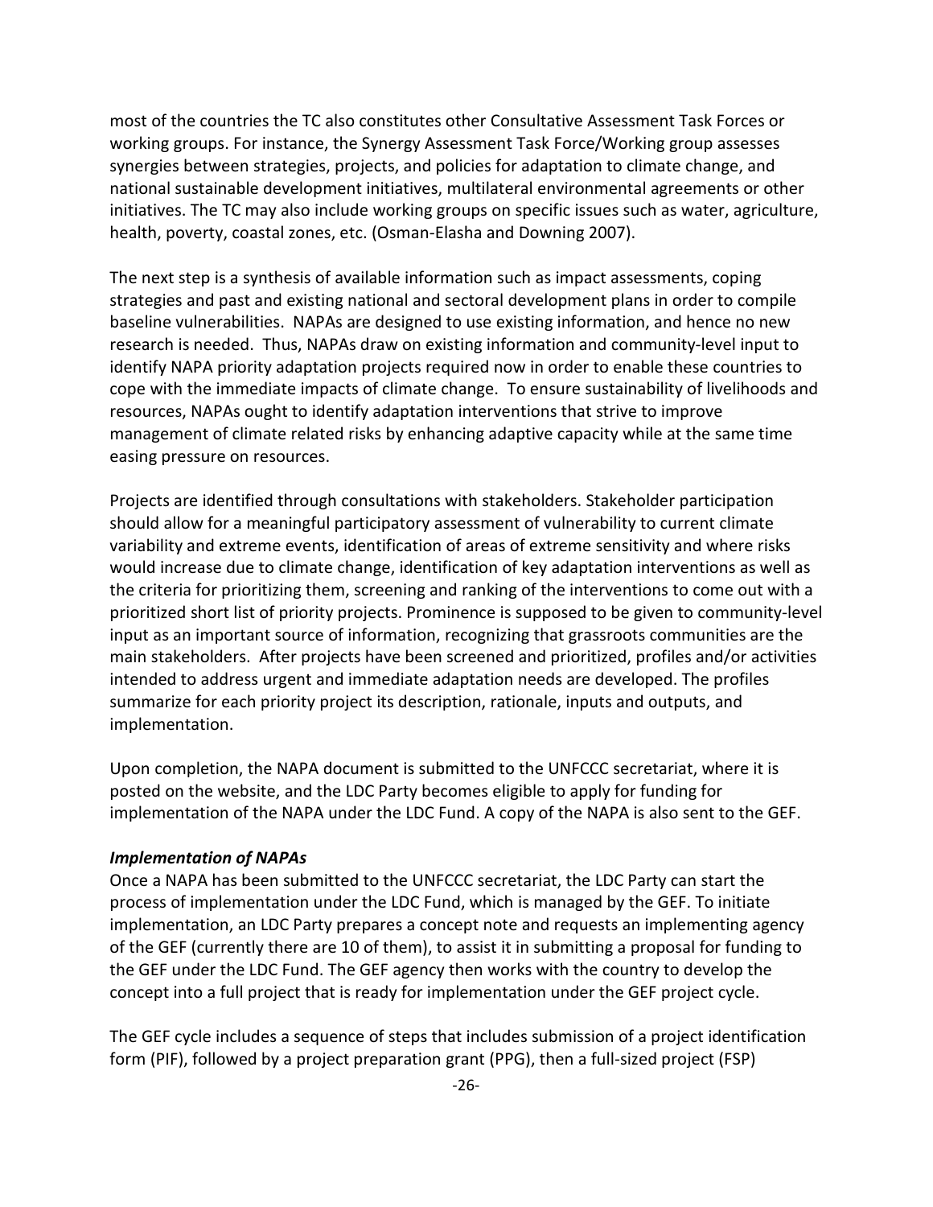most of the countries the TC also constitutes other Consultative Assessment Task Forces or working groups. For instance, the Synergy Assessment Task Force/Working group assesses synergies between strategies, projects, and policies for adaptation to climate change, and national sustainable development initiatives, multilateral environmental agreements or other initiatives. The TC may also include working groups on specific issues such as water, agriculture, health, poverty, coastal zones, etc. (Osman-Elasha and Downing 2007).

The next step is a synthesis of available information such as impact assessments, coping strategies and past and existing national and sectoral development plans in order to compile baseline vulnerabilities. NAPAs are designed to use existing information, and hence no new research is needed. Thus, NAPAs draw on existing information and community-level input to identify NAPA priority adaptation projects required now in order to enable these countries to cope with the immediate impacts of climate change. To ensure sustainability of livelihoods and resources, NAPAs ought to identify adaptation interventions that strive to improve management of climate related risks by enhancing adaptive capacity while at the same time easing pressure on resources.

Projects are identified through consultations with stakeholders. Stakeholder participation should allow for a meaningful participatory assessment of vulnerability to current climate variability and extreme events, identification of areas of extreme sensitivity and where risks would increase due to climate change, identification of key adaptation interventions as well as the criteria for prioritizing them, screening and ranking of the interventions to come out with a prioritized short list of priority projects. Prominence is supposed to be given to community-level input as an important source of information, recognizing that grassroots communities are the main stakeholders. After projects have been screened and prioritized, profiles and/or activities intended to address urgent and immediate adaptation needs are developed. The profiles summarize for each priority project its description, rationale, inputs and outputs, and implementation.

Upon completion, the NAPA document is submitted to the UNFCCC secretariat, where it is posted on the website, and the LDC Party becomes eligible to apply for funding for implementation of the NAPA under the LDC Fund. A copy of the NAPA is also sent to the GEF.

***Implementation of NAPAs***

Once a NAPA has been submitted to the UNFCCC secretariat, the LDC Party can start the process of implementation under the LDC Fund, which is managed by the GEF. To initiate implementation, an LDC Party prepares a concept note and requests an implementing agency of the GEF (currently there are 10 of them), to assist it in submitting a proposal for funding to the GEF under the LDC Fund. The GEF agency then works with the country to develop the concept into a full project that is ready for implementation under the GEF project cycle.

The GEF cycle includes a sequence of steps that includes submission of a project identification form (PIF), followed by a project preparation grant (PPG), then a full-sized project (FSP)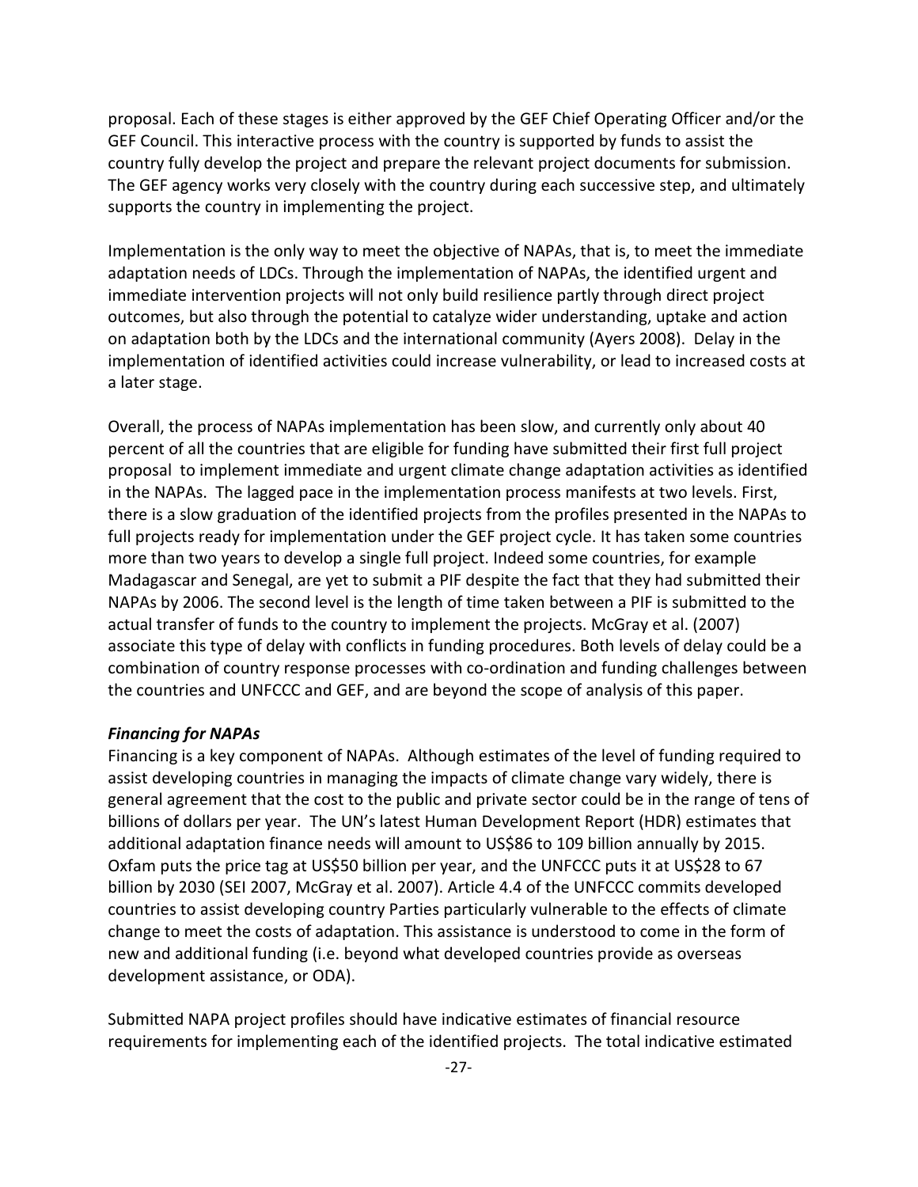proposal. Each of these stages is either approved by the GEF Chief Operating Officer and/or the GEF Council. This interactive process with the country is supported by funds to assist the country fully develop the project and prepare the relevant project documents for submission. The GEF agency works very closely with the country during each successive step, and ultimately supports the country in implementing the project.

Implementation is the only way to meet the objective of NAPAs, that is, to meet the immediate adaptation needs of LDCs. Through the implementation of NAPAs, the identified urgent and immediate intervention projects will not only build resilience partly through direct project outcomes, but also through the potential to catalyze wider understanding, uptake and action on adaptation both by the LDCs and the international community (Ayers 2008). Delay in the implementation of identified activities could increase vulnerability, or lead to increased costs at a later stage.

Overall, the process of NAPAs implementation has been slow, and currently only about 40 percent of all the countries that are eligible for funding have submitted their first full project proposal to implement immediate and urgent climate change adaptation activities as identified in the NAPAs. The lagged pace in the implementation process manifests at two levels. First, there is a slow graduation of the identified projects from the profiles presented in the NAPAs to full projects ready for implementation under the GEF project cycle. It has taken some countries more than two years to develop a single full project. Indeed some countries, for example Madagascar and Senegal, are yet to submit a PIF despite the fact that they had submitted their NAPAs by 2006. The second level is the length of time taken between a PIF is submitted to the actual transfer of funds to the country to implement the projects. McGray et al. (2007) associate this type of delay with conflicts in funding procedures. Both levels of delay could be a combination of country response processes with co-ordination and funding challenges between the countries and UNFCCC and GEF, and are beyond the scope of analysis of this paper.

***Financing for NAPAs***

Financing is a key component of NAPAs. Although estimates of the level of funding required to assist developing countries in managing the impacts of climate change vary widely, there is general agreement that the cost to the public and private sector could be in the range of tens of billions of dollars per year. The UN's latest Human Development Report (HDR) estimates that additional adaptation finance needs will amount to US$86 to 109 billion annually by 2015. Oxfam puts the price tag at US$50 billion per year, and the UNFCCC puts it at US$28 to 67 billion by 2030 (SEI 2007, McGray et al. 2007). Article 4.4 of the UNFCCC commits developed countries to assist developing country Parties particularly vulnerable to the effects of climate change to meet the costs of adaptation. This assistance is understood to come in the form of new and additional funding (i.e. beyond what developed countries provide as overseas development assistance, or ODA).

Submitted NAPA project profiles should have indicative estimates of financial resource requirements for implementing each of the identified projects. The total indicative estimated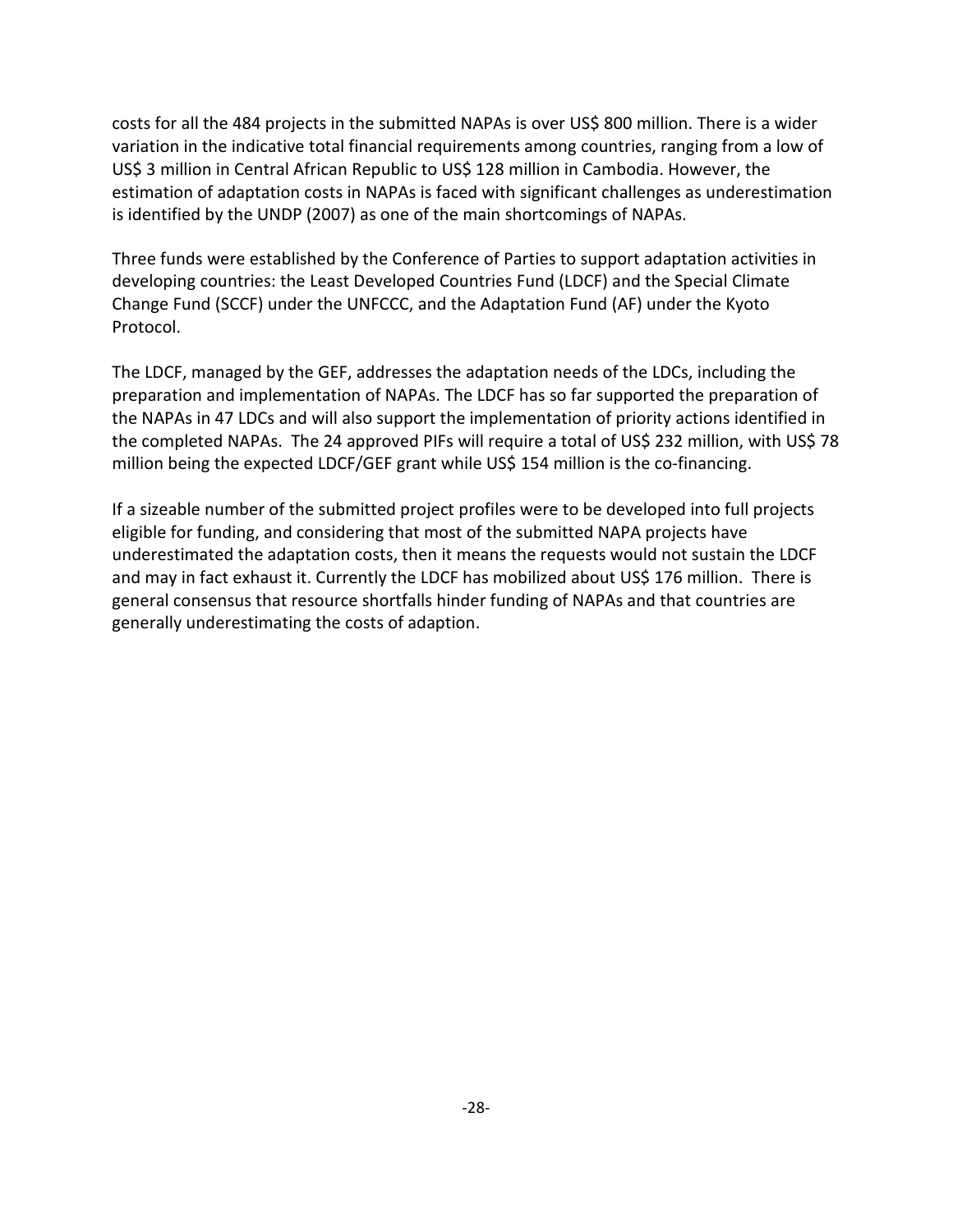costs for all the 484 projects in the submitted NAPAs is over US$ 800 million. There is a wider variation in the indicative total financial requirements among countries, ranging from a low of US$ 3 million in Central African Republic to US$ 128 million in Cambodia. However, the estimation of adaptation costs in NAPAs is faced with significant challenges as underestimation is identified by the UNDP (2007) as one of the main shortcomings of NAPAs.

Three funds were established by the Conference of Parties to support adaptation activities in developing countries: the Least Developed Countries Fund (LDCF) and the Special Climate Change Fund (SCCF) under the UNFCCC, and the Adaptation Fund (AF) under the Kyoto Protocol.

The LDCF, managed by the GEF, addresses the adaptation needs of the LDCs, including the preparation and implementation of NAPAs. The LDCF has so far supported the preparation of the NAPAs in 47 LDCs and will also support the implementation of priority actions identified in the completed NAPAs. The 24 approved PIFs will require a total of US$ 232 million, with US$ 78 million being the expected LDCF/GEF grant while US$ 154 million is the co-financing.

If a sizeable number of the submitted project profiles were to be developed into full projects eligible for funding, and considering that most of the submitted NAPA projects have underestimated the adaptation costs, then it means the requests would not sustain the LDCF and may in fact exhaust it. Currently the LDCF has mobilized about US$ 176 million. There is general consensus that resource shortfalls hinder funding of NAPAs and that countries are generally underestimating the costs of adaption.